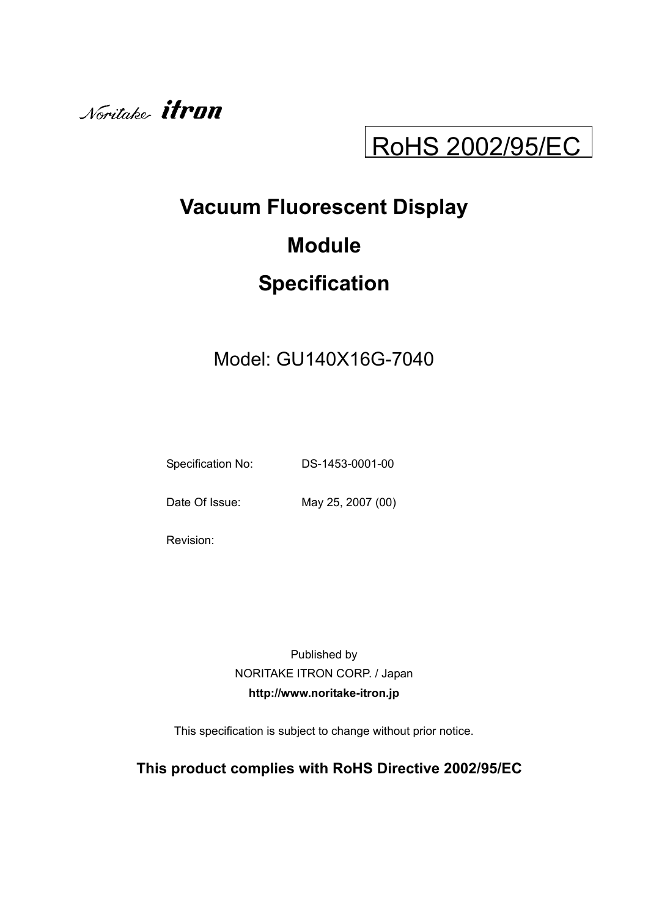Noritake itron

RoHS 2002/95/EC

# Vacuum Fluorescent Display Module Specification

Model: GU140X16G-7040

Specification No: DS-1453-0001-00

Date Of Issue: May 25, 2007 (00)

Revision:

Published by
NORITAKE ITRON CORP. / Japan
**http://www.noritake-itron.jp**

This specification is subject to change without prior notice.

**This product complies with RoHS Directive 2002/95/EC**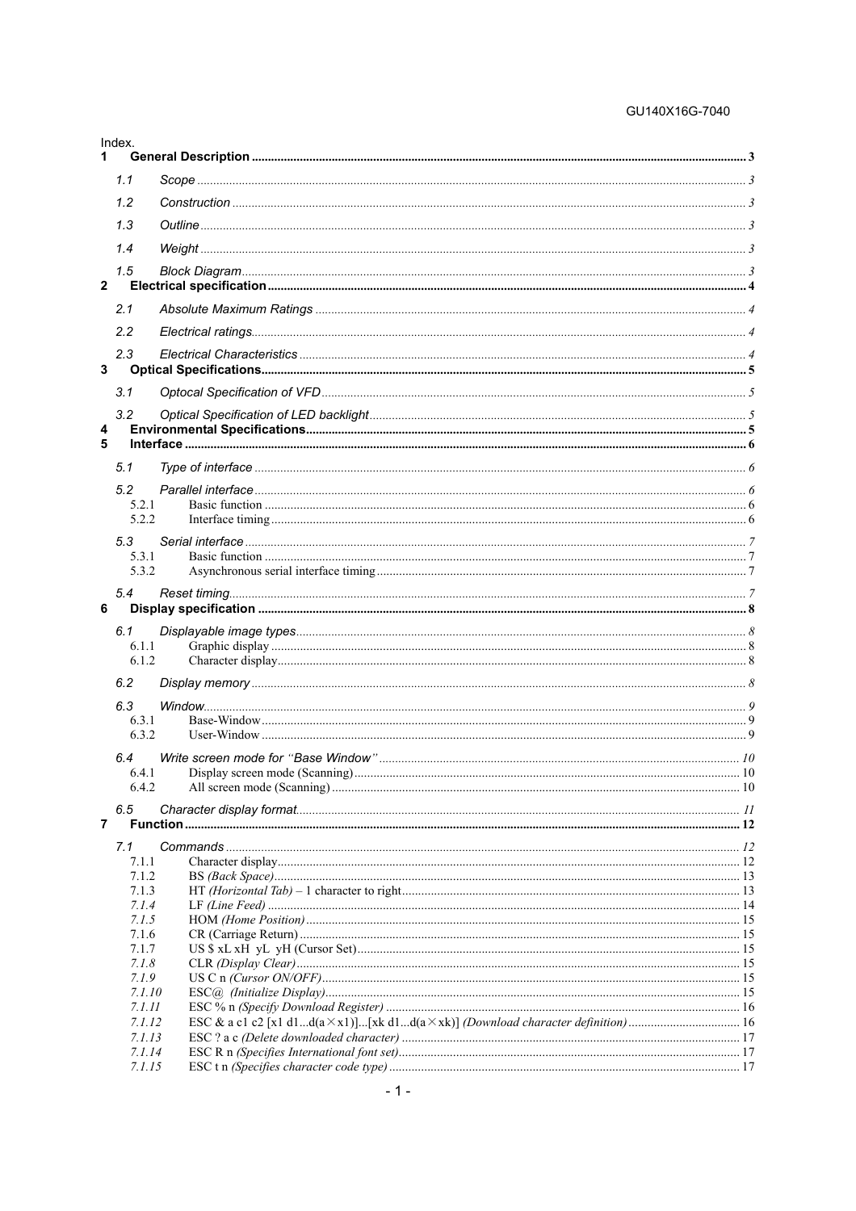Index.

1 **General Description** ..... 3

- 1.1 *Scope* ..... 3
- 1.2 *Construction* ..... 3
- 1.3 *Outline* ..... 3
- 1.4 *Weight* ..... 3
- 1.5 *Block Diagram* ..... 3

2 **Electrical specification** ..... 4

- 2.1 *Absolute Maximum Ratings* ..... 4
- 2.2 *Electrical ratings* ..... 4
- 2.3 *Electrical Characteristics* ..... 4

3 **Optical Specifications** ..... 5

- 3.1 *Optocal Specification of VFD* ..... 5
- 3.2 *Optical Specification of LED backlight* ..... 5

4 **Environmental Specifications** ..... 5

5 **Interface** ..... 6

- 5.1 *Type of interface* ..... 6
- 5.2 *Parallel interface* ..... 6
  - 5.2.1 Basic function ..... 6
  - 5.2.2 Interface timing ..... 6
- 5.3 *Serial interface* ..... 7
  - 5.3.1 Basic function ..... 7
  - 5.3.2 Asynchronous serial interface timing ..... 7
- 5.4 *Reset timing* ..... 7

6 **Display specification** ..... 8

- 6.1 *Displayable image types* ..... 8
  - 6.1.1 Graphic display ..... 8
  - 6.1.2 Character display ..... 8
- 6.2 *Display memory* ..... 8
- 6.3 *Window* ..... 9
  - 6.3.1 Base-Window ..... 9
  - 6.3.2 User-Window ..... 9
- 6.4 *Write screen mode for "Base Window"* ..... 10
  - 6.4.1 Display screen mode (Scanning) ..... 10
  - 6.4.2 All screen mode (Scanning) ..... 10
- 6.5 *Character display format* ..... 11

7 **Function** ..... 12

- 7.1 *Commands* ..... 12
  - 7.1.1 Character display ..... 12
  - 7.1.2 BS *(Back Space)* ..... 13
  - 7.1.3 HT *(Horizontal Tab)* – 1 character to right ..... 13
  - *7.1.4* LF *(Line Feed)* ..... 14
  - *7.1.5* HOM *(Home Position)* ..... 15
  - 7.1.6 CR (Carriage Return) ..... 15
  - 7.1.7 US $ xL xH yL yH (Cursor Set) ..... 15
  - *7.1.8* CLR *(Display Clear)* ..... 15
  - *7.1.9* US C n *(Cursor ON/OFF)* ..... 15
  - *7.1.10* ESC@ *(Initialize Display)* ..... 15
  - *7.1.11* ESC % n *(Specify Download Register)* ..... 16
  - *7.1.12* ESC & a c1 c2 [x1 d1...d(a×x1)]...[xk d1...d(a×xk)] *(Download character definition)* ..... 16
  - *7.1.13* ESC ? a c *(Delete downloaded character)* ..... 17
  - *7.1.14* ESC R n *(Specifies International font set)* ..... 17
  - *7.1.15* ESC t n *(Specifies character code type)* ..... 17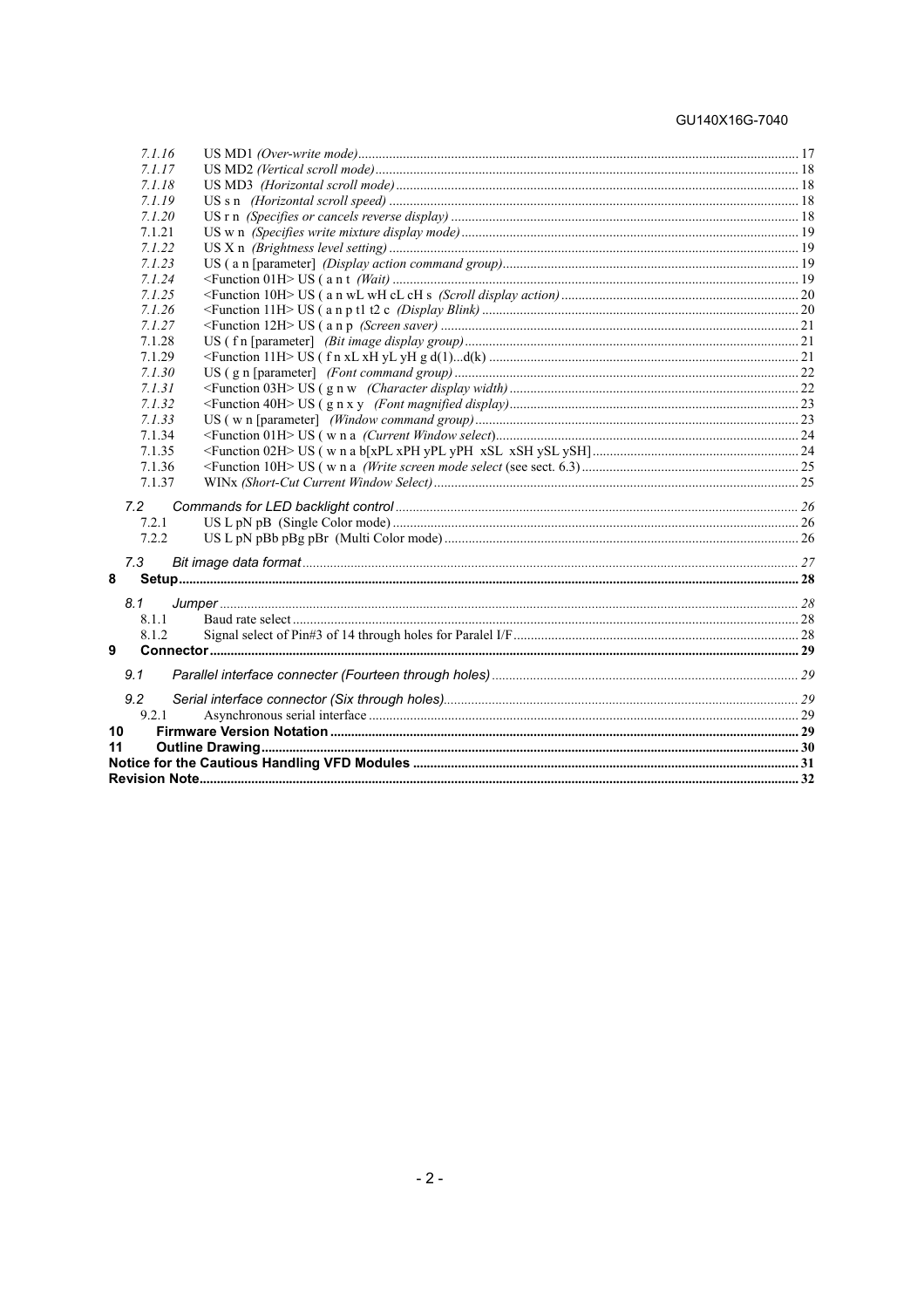| | | |
|---|---|---|
| *7.1.16* | US MD1 *(Over-write mode)* | 17 |
| *7.1.17* | US MD2 *(Vertical scroll mode)* | 18 |
| *7.1.18* | US MD3 *(Horizontal scroll mode)* | 18 |
| *7.1.19* | US s n *(Horizontal scroll speed)* | 18 |
| *7.1.20* | US r n *(Specifies or cancels reverse display)* | 18 |
| 7.1.21 | US w n *(Specifies write mixture display mode)* | 19 |
| *7.1.22* | US X n *(Brightness level setting)* | 19 |
| *7.1.23* | US ( a n [parameter] *(Display action command group)* | 19 |
| *7.1.24* | <Function 01H> US ( a n t *(Wait)* | 19 |
| *7.1.25* | <Function 10H> US ( a n wL wH cL cH s *(Scroll display action)* | 20 |
| *7.1.26* | <Function 11H> US ( a n p t1 t2 c *(Display Blink)* | 20 |
| *7.1.27* | <Function 12H> US ( a n p *(Screen saver)* | 21 |
| 7.1.28 | US ( f n [parameter] *(Bit image display group)* | 21 |
| 7.1.29 | <Function 11H> US ( f n xL xH yL yH g d(1)...d(k) | 21 |
| *7.1.30* | US ( g n [parameter] *(Font command group)* | 22 |
| *7.1.31* | <Function 03H> US ( g n w *(Character display width)* | 22 |
| *7.1.32* | <Function 40H> US ( g n x y *(Font magnified display)* | 23 |
| *7.1.33* | US ( w n [parameter] *(Window command group)* | 23 |
| 7.1.34 | <Function 01H> US ( w n a *(Current Window select)* | 24 |
| 7.1.35 | <Function 02H> US ( w n a b[xPL xPH yPL yPH xSL xSH ySL ySH] | 24 |
| 7.1.36 | <Function 10H> US ( w n a *(Write screen mode select* (see sect. 6.3) | 25 |
| 7.1.37 | WINx *(Short-Cut Current Window Select)* | 25 |
| *7.2* | *Commands for LED backlight control* | *26* |
| 7.2.1 | US L pN pB (Single Color mode) | 26 |
| 7.2.2 | US L pN pBb pBg pBr (Multi Color mode) | 26 |
| *7.3* | *Bit image data format* | *27* |
| **8** | **Setup** | **28** |
| *8.1* | *Jumper* | *28* |
| 8.1.1 | Baud rate select | 28 |
| 8.1.2 | Signal select of Pin#3 of 14 through holes for Paralel I/F | 28 |
| **9** | **Connector** | **29** |
| *9.1* | *Parallel interface connecter (Fourteen through holes)* | *29* |
| *9.2* | *Serial interface connector (Six through holes)* | *29* |
| 9.2.1 | Asynchronous serial interface | 29 |
| **10** | **Firmware Version Notation** | **29** |
| **11** | **Outline Drawing** | **30** |
| **Notice for the Cautious Handling VFD Modules** | | **31** |
| **Revision Note** | | **32** |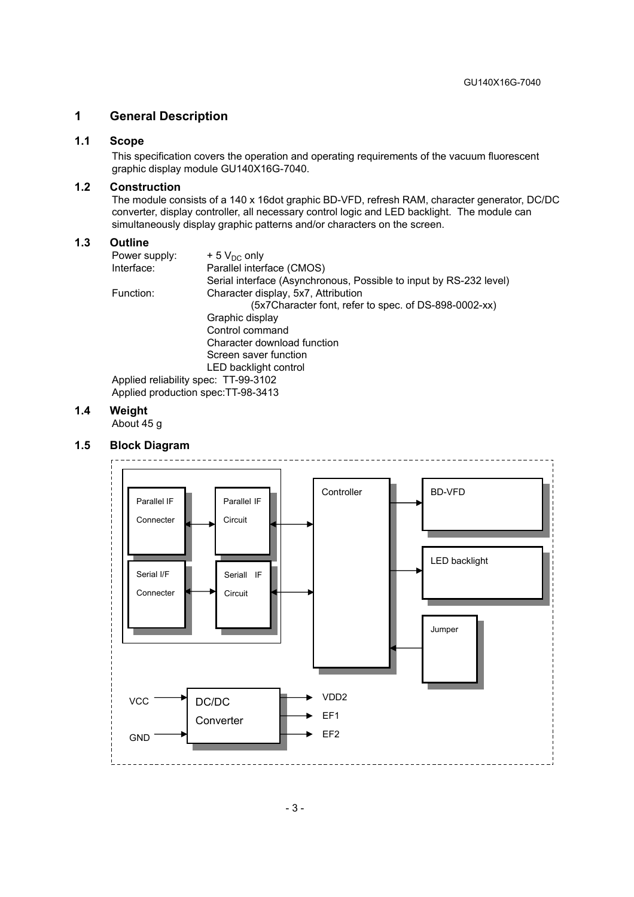# 1 General Description

## 1.1 Scope

This specification covers the operation and operating requirements of the vacuum fluorescent graphic display module GU140X16G-7040.

## 1.2 Construction

The module consists of a 140 x 16dot graphic BD-VFD, refresh RAM, character generator, DC/DC converter, display controller, all necessary control logic and LED backlight. The module can simultaneously display graphic patterns and/or characters on the screen.

## 1.3 Outline

| | |
|---|---|
| Power supply: | + 5 $V_{DC}$ only |
| Interface: | Parallel interface (CMOS) |
| | Serial interface (Asynchronous, Possible to input by RS-232 level) |
| Function: | Character display, 5x7, Attribution |
| | (5x7Character font, refer to spec. of DS-898-0002-xx) |
| | Graphic display |
| | Control command |
| | Character download function |
| | Screen saver function |
| | LED backlight control |

Applied reliability spec: TT-99-3102
Applied production spec:TT-98-3413

## 1.4 Weight

About 45 g

## 1.5 Block Diagram

Parallel IF Connecter ↔ Parallel IF Circuit ↔ Controller

Serial I/F Connecter ↔ Seriall IF Circuit ↔ Controller

Controller → BD-VFD

Controller → LED backlight

Jumper → Controller

VCC, GND → DC/DC Converter → VDD2, EF1, EF2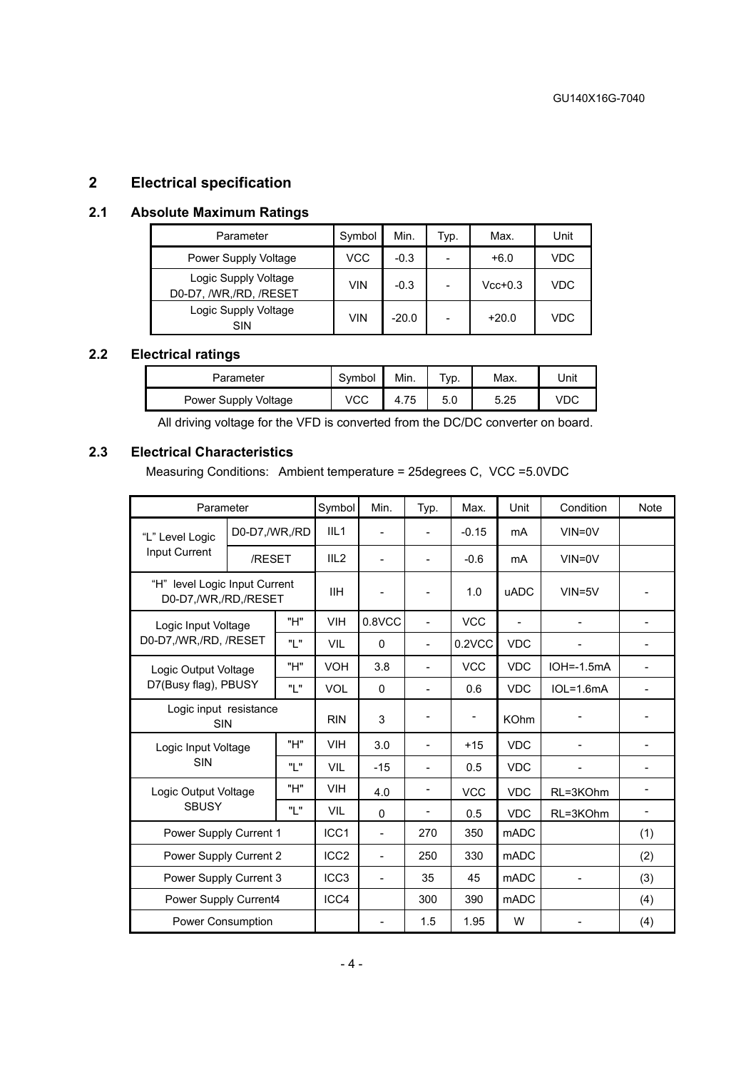## 2 Electrical specification

### 2.1 Absolute Maximum Ratings

| Parameter | Symbol | Min. | Typ. | Max. | Unit |
|---|---|---|---|---|---|
| Power Supply Voltage | VCC | -0.3 | - | +6.0 | VDC |
| Logic Supply Voltage D0-D7, /WR,/RD, /RESET | VIN | -0.3 | - | Vcc+0.3 | VDC |
| Logic Supply Voltage SIN | VIN | -20.0 | - | +20.0 | VDC |

### 2.2 Electrical ratings

| Parameter | Symbol | Min. | Typ. | Max. | Unit |
|---|---|---|---|---|---|
| Power Supply Voltage | VCC | 4.75 | 5.0 | 5.25 | VDC |

All driving voltage for the VFD is converted from the DC/DC converter on board.

### 2.3 Electrical Characteristics

Measuring Conditions: Ambient temperature = 25degrees C, VCC =5.0VDC

| Parameter | | Symbol | Min. | Typ. | Max. | Unit | Condition | Note |
|---|---|---|---|---|---|---|---|---|
| "L" Level Logic Input Current | D0-D7,/WR,/RD | IIL1 | - | - | -0.15 | mA | VIN=0V | |
| | /RESET | IIL2 | - | - | -0.6 | mA | VIN=0V | |
| "H" level Logic Input Current D0-D7,/WR,/RD,/RESET | | IIH | - | - | 1.0 | uADC | VIN=5V | - |
| Logic Input Voltage D0-D7,/WR,/RD, /RESET | "H" | VIH | 0.8VCC | - | VCC | - | - | - |
| | "L" | VIL | 0 | - | 0.2VCC | VDC | - | - |
| Logic Output Voltage D7(Busy flag), PBUSY | "H" | VOH | 3.8 | - | VCC | VDC | IOH=-1.5mA | - |
| | "L" | VOL | 0 | - | 0.6 | VDC | IOL=1.6mA | - |
| Logic input resistance SIN | | RIN | 3 | - | - | KOhm | - | - |
| Logic Input Voltage SIN | "H" | VIH | 3.0 | - | +15 | VDC | - | - |
| | "L" | VIL | -15 | - | 0.5 | VDC | - | - |
| Logic Output Voltage SBUSY | "H" | VIH | 4.0 | - | VCC | VDC | RL=3KOhm | - |
| | "L" | VIL | 0 | - | 0.5 | VDC | RL=3KOhm | - |
| Power Supply Current 1 | | ICC1 | - | 270 | 350 | mADC | | (1) |
| Power Supply Current 2 | | ICC2 | - | 250 | 330 | mADC | | (2) |
| Power Supply Current 3 | | ICC3 | - | 35 | 45 | mADC | - | (3) |
| Power Supply Current4 | | ICC4 | | 300 | 390 | mADC | | (4) |
| Power Consumption | | | - | 1.5 | 1.95 | W | - | (4) |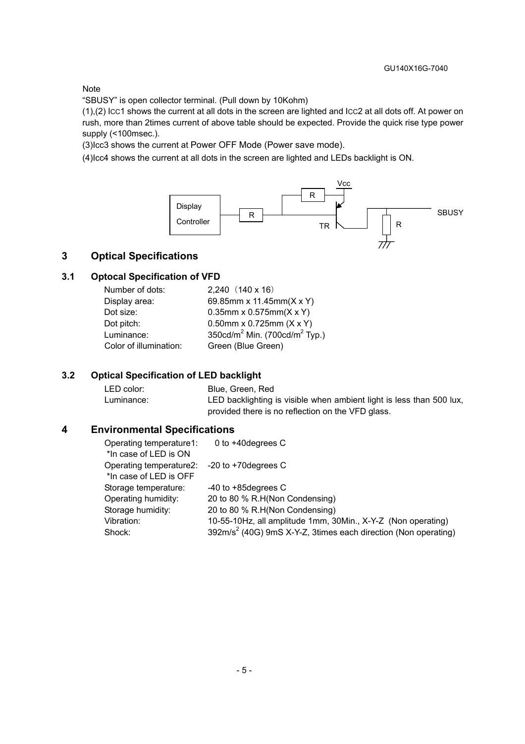Note

"SBUSY" is open collector terminal. (Pull down by 10Kohm)

(1),(2) ICC1 shows the current at all dots in the screen are lighted and ICC2 at all dots off. At power on rush, more than 2times current of above table should be expected. Provide the quick rise type power supply (<100msec.).

(3)Icc3 shows the current at Power OFF Mode (Power save mode).

(4)Icc4 shows the current at all dots in the screen are lighted and LEDs backlight is ON.

# 3 Optical Specifications

## 3.1 Optocal Specification of VFD

| | |
|---|---|
| Number of dots: | 2,240 (140 x 16) |
| Display area: | 69.85mm x 11.45mm(X x Y) |
| Dot size: | 0.35mm x 0.575mm(X x Y) |
| Dot pitch: | 0.50mm x 0.725mm (X x Y) |
| Luminance: | 350cd/m$^2$ Min. (700cd/m$^2$ Typ.) |
| Color of illumination: | Green (Blue Green) |

## 3.2 Optical Specification of LED backlight

| | |
|---|---|
| LED color: | Blue, Green, Red |
| Luminance: | LED backlighting is visible when ambient light is less than 500 lux, provided there is no reflection on the VFD glass. |

# 4 Environmental Specifications

| | |
|---|---|
| Operating temperature1: *In case of LED is ON | 0 to +40degrees C |
| Operating temperature2: *In case of LED is OFF | -20 to +70degrees C |
| Storage temperature: | -40 to +85degrees C |
| Operating humidity: | 20 to 80 % R.H(Non Condensing) |
| Storage humidity: | 20 to 80 % R.H(Non Condensing) |
| Vibration: | 10-55-10Hz, all amplitude 1mm, 30Min., X-Y-Z (Non operating) |
| Shock: | 392m/s$^2$ (40G) 9mS X-Y-Z, 3times each direction (Non operating) |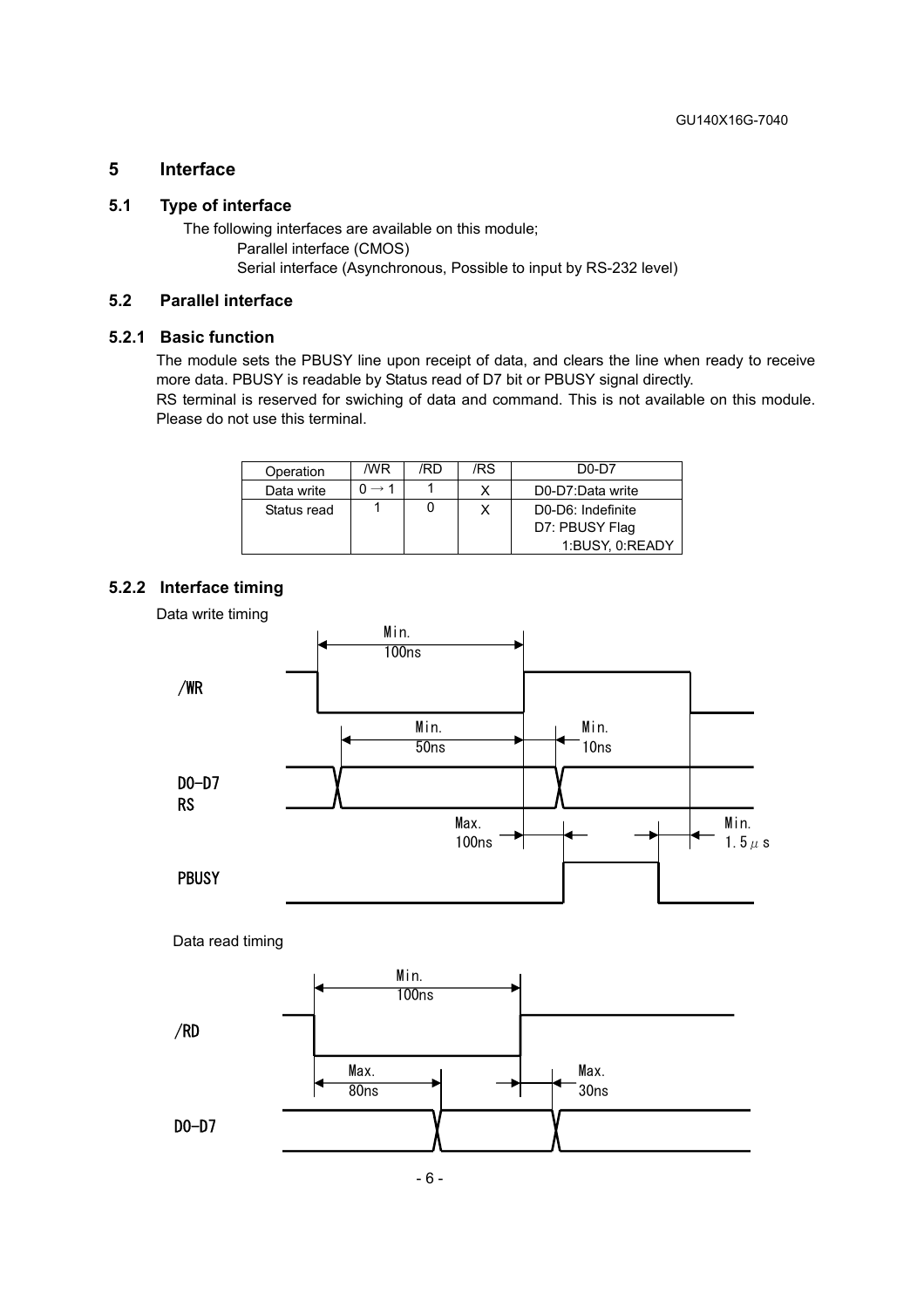## 5 Interface

### 5.1 Type of interface

The following interfaces are available on this module;

Parallel interface (CMOS)

Serial interface (Asynchronous, Possible to input by RS-232 level)

### 5.2 Parallel interface

#### 5.2.1 Basic function

The module sets the PBUSY line upon receipt of data, and clears the line when ready to receive more data. PBUSY is readable by Status read of D7 bit or PBUSY signal directly.

RS terminal is reserved for swiching of data and command. This is not available on this module. Please do not use this terminal.

| Operation | /WR | /RD | /RS | D0-D7 |
|---|---|---|---|---|
| Data write | 0 → 1 | 1 | X | D0-D7:Data write |
| Status read | 1 | 0 | X | D0-D6: Indefinite<br>D7: PBUSY Flag<br>1:BUSY, 0:READY |

#### 5.2.2 Interface timing

Data write timing

/WR

D0-D7
RS

PBUSY

Min. 100ns
Min. 50ns
Min. 10ns
Max. 100ns
Min. 1.5μs

Data read timing

/RD

D0-D7

Min. 100ns
Max. 80ns
Max. 30ns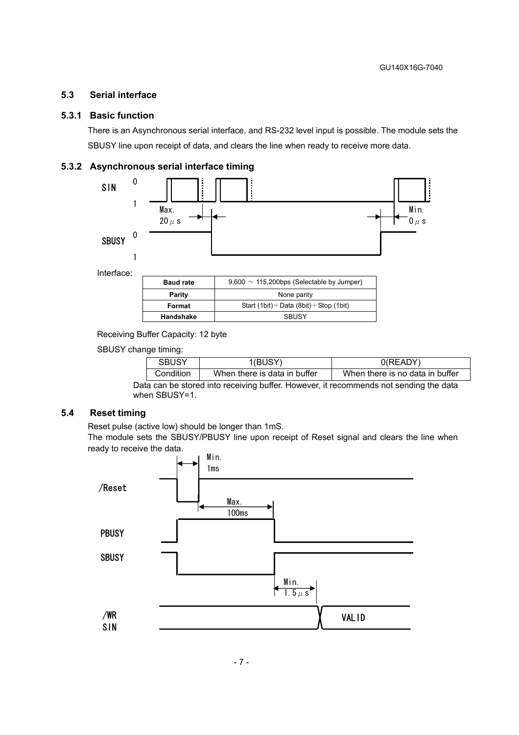## 5.3 Serial interface

### 5.3.1 Basic function

There is an Asynchronous serial interface, and RS-232 level input is possible. The module sets the SBUSY line upon receipt of data, and clears the line when ready to receive more data.

### 5.3.2 Asynchronous serial interface timing

Interface:

| Baud rate | 9,600 ～ 115,200bps (Selectable by Jumper) |
|---|---|
| Parity | None parity |
| Format | Start (1bit)＋Data (8bit)＋Stop (1bit) |
| Handshake | SBUSY |

Receiving Buffer Capacity: 12 byte

SBUSY change timing:

| SBUSY | 1(BUSY) | 0(READY) |
|---|---|---|
| Condition | When there is data in buffer | When there is no data in buffer |

Data can be stored into receiving buffer. However, it recommends not sending the data when SBUSY=1.

## 5.4 Reset timing

Reset pulse (active low) should be longer than 1mS.

The module sets the SBUSY/PBUSY line upon receipt of Reset signal and clears the line when ready to receive the data.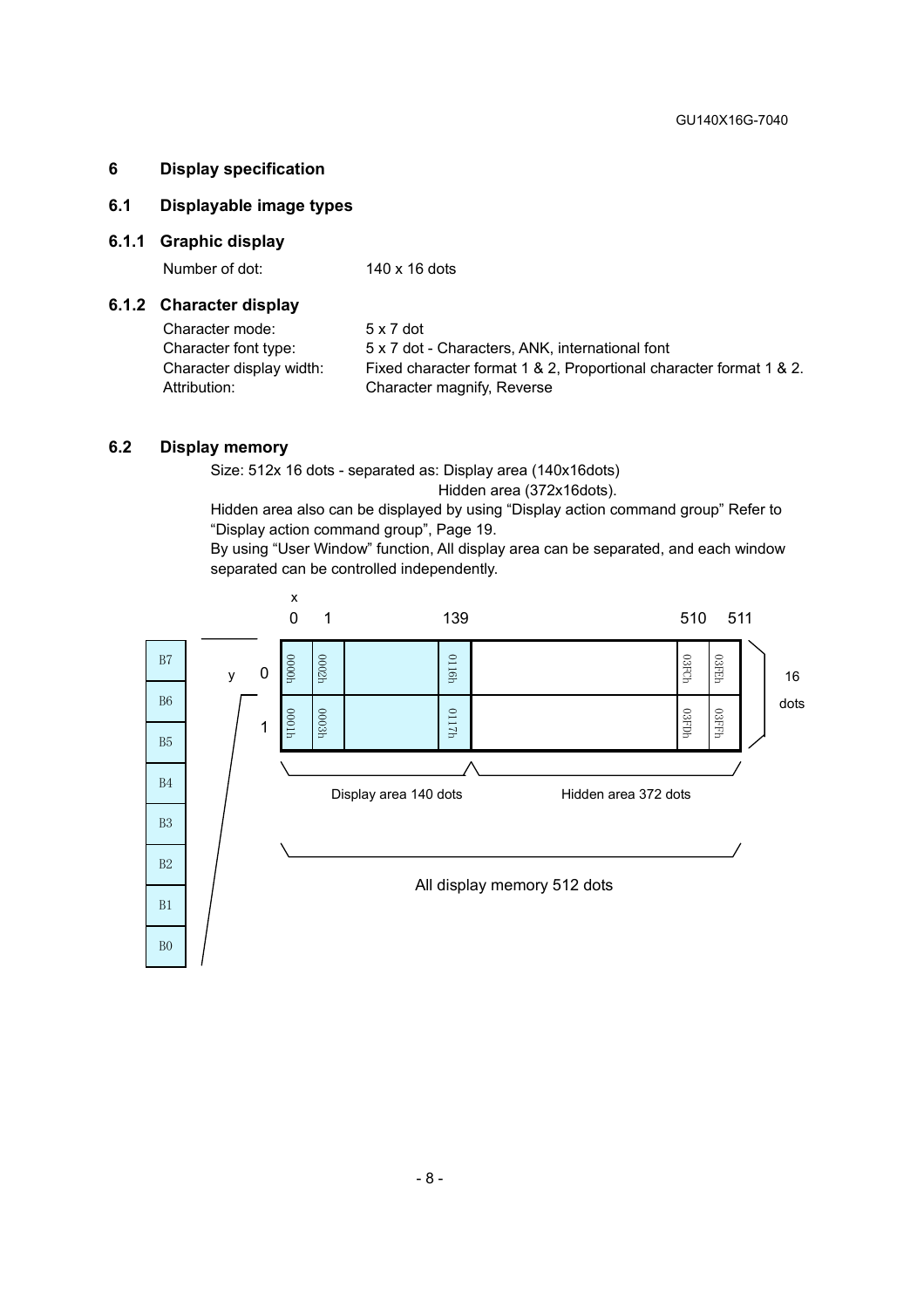## 6 Display specification

### 6.1 Displayable image types

#### 6.1.1 Graphic display

| | |
|---|---|
| Number of dot: | 140 x 16 dots |

#### 6.1.2 Character display

| | |
|---|---|
| Character mode: | 5 x 7 dot |
| Character font type: | 5 x 7 dot - Characters, ANK, international font |
| Character display width: | Fixed character format 1 & 2, Proportional character format 1 & 2. |
| Attribution: | Character magnify, Reverse |

### 6.2 Display memory

Size: 512x 16 dots - separated as: Display area (140x16dots)
Hidden area (372x16dots).

Hidden area also can be displayed by using "Display action command group" Refer to "Display action command group", Page 19.

By using "User Window" function, All display area can be separated, and each window separated can be controlled independently.

| y \ x | 0 | 1 | ... | 139 | ... | 510 | 511 |
|---|---|---|---|---|---|---|---|
| 0 | 0000h | 0002h | | 0116h | | 03FCh | 03FEh |
| 1 | 0001h | 0003h | | 0117h | | 03FDh | 03FFh |

Each byte: B7 (top) ... B0 (bottom). 16 dots vertical.

Display area 140 dots | Hidden area 372 dots

All display memory 512 dots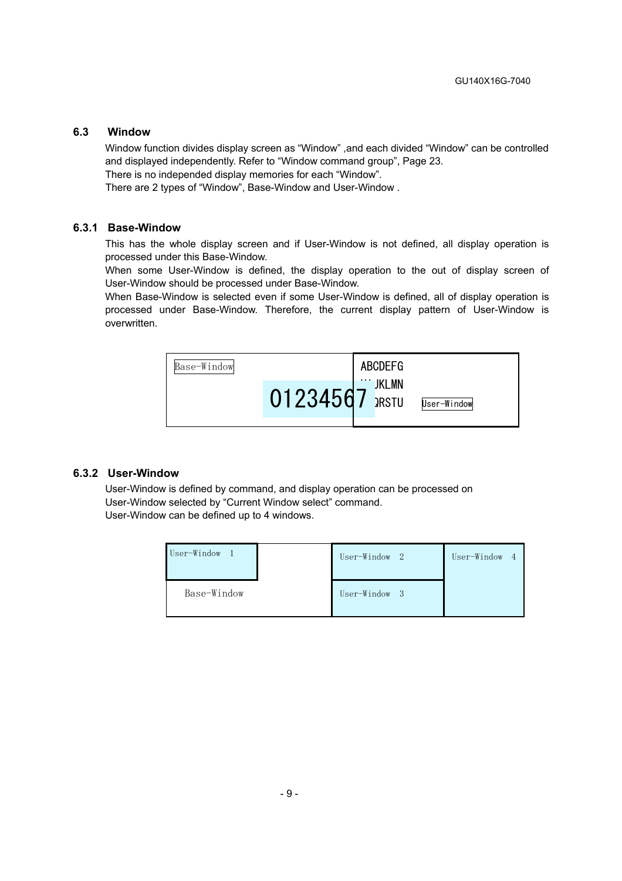## 6.3 Window

Window function divides display screen as “Window” ,and each divided “Window” can be controlled and displayed independently. Refer to “Window command group”, Page 23.
There is no independed display memories for each “Window”.
There are 2 types of “Window”, Base-Window and User-Window .

### 6.3.1 Base-Window

This has the whole display screen and if User-Window is not defined, all display operation is processed under this Base-Window.
When some User-Window is defined, the display operation to the out of display screen of User-Window should be processed under Base-Window.
When Base-Window is selected even if some User-Window is defined, all of display operation is processed under Base-Window. Therefore, the current display pattern of User-Window is overwritten.

### 6.3.2 User-Window

User-Window is defined by command, and display operation can be processed on User-Window selected by “Current Window select” command.
User-Window can be defined up to 4 windows.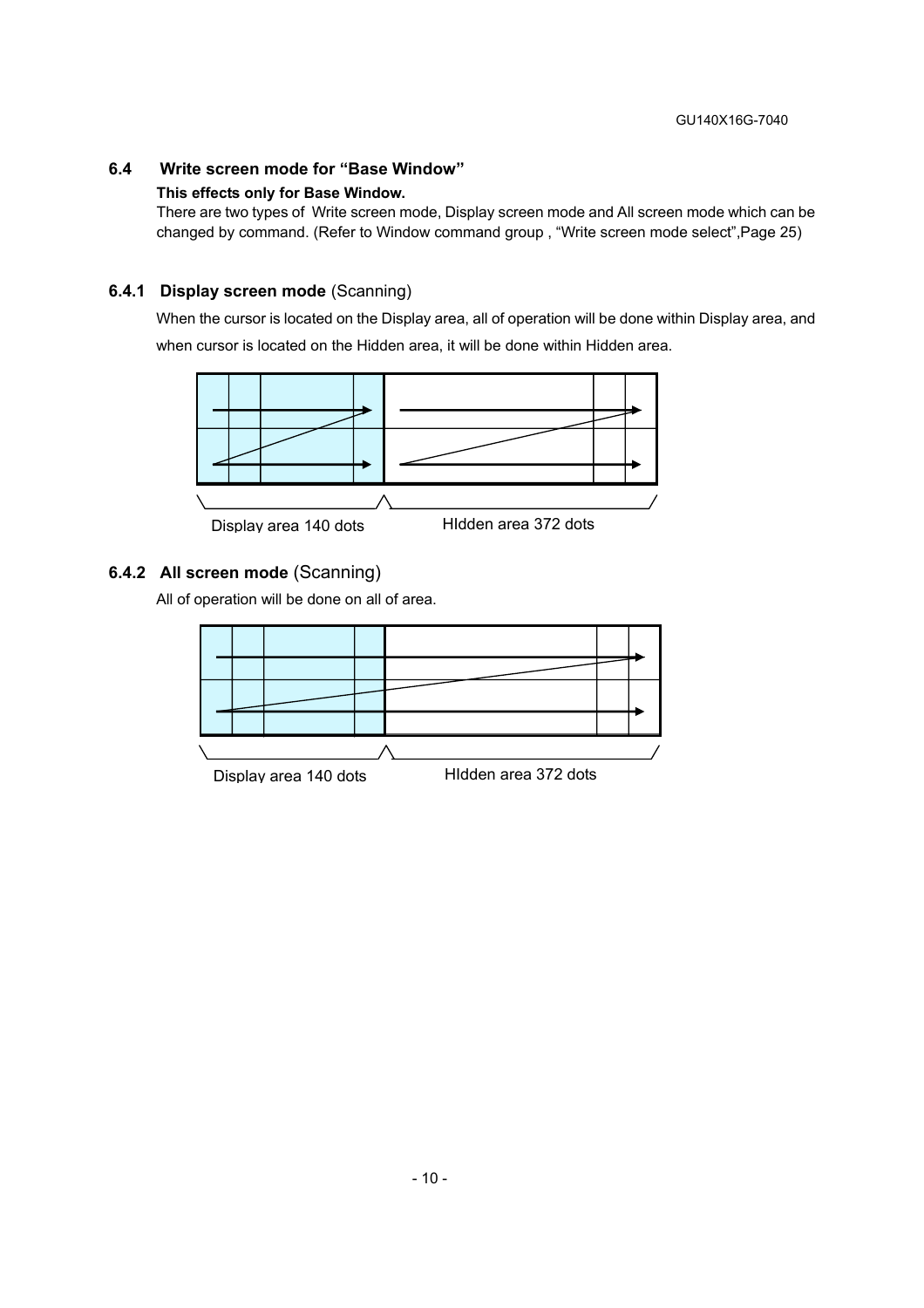### 6.4 Write screen mode for "Base Window"

**This effects only for Base Window.**

There are two types of Write screen mode, Display screen mode and All screen mode which can be changed by command. (Refer to Window command group , "Write screen mode select",Page 25)

#### 6.4.1 Display screen mode (Scanning)

When the cursor is located on the Display area, all of operation will be done within Display area, and when cursor is located on the Hidden area, it will be done within Hidden area.

Display area 140 dots

HIdden area 372 dots

#### 6.4.2 All screen mode (Scanning)

All of operation will be done on all of area.

Display area 140 dots

HIdden area 372 dots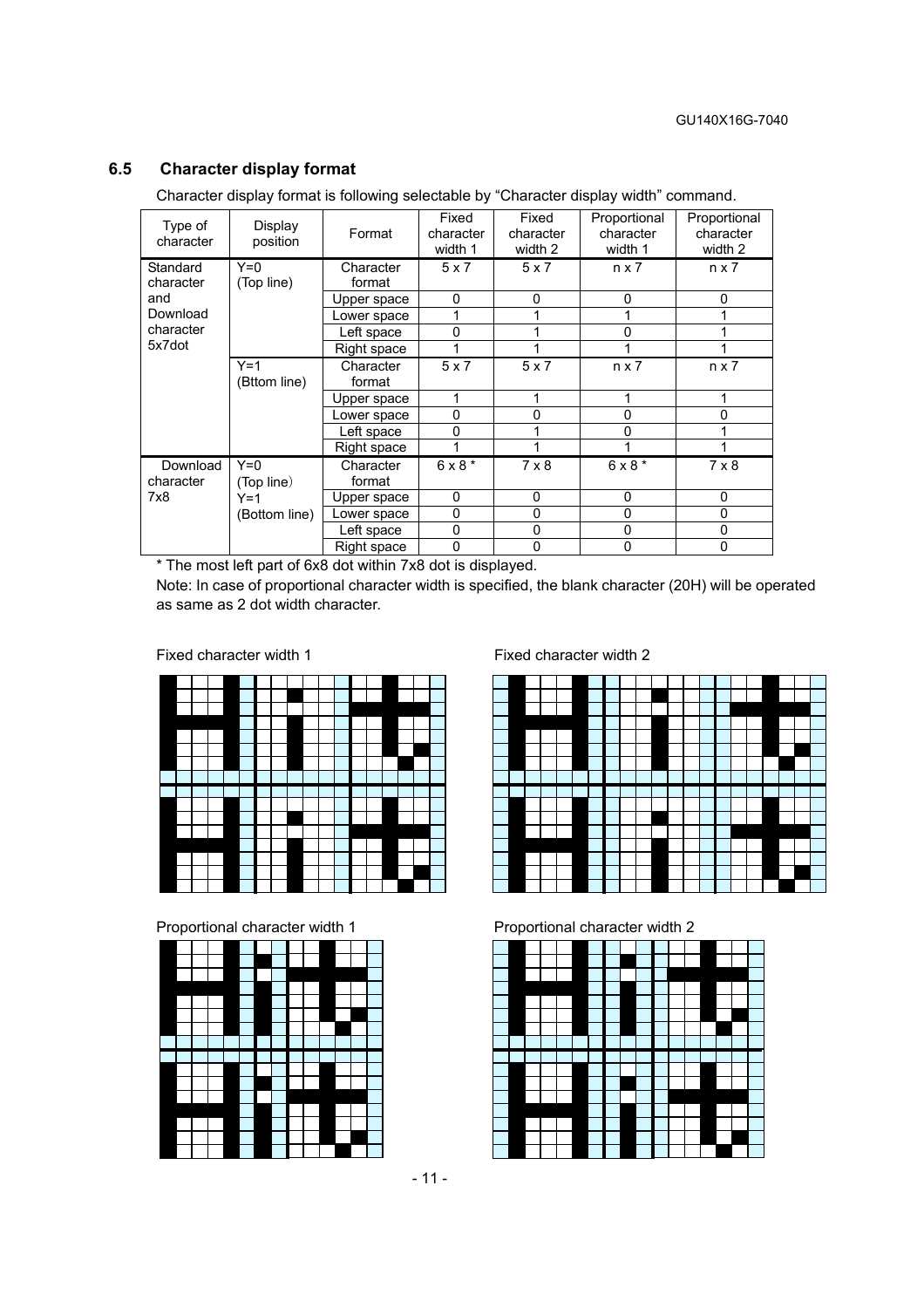## 6.5 Character display format

Character display format is following selectable by "Character display width" command.

| Type of character | Display position | Format | Fixed character width 1 | Fixed character width 2 | Proportional character width 1 | Proportional character width 2 |
|---|---|---|---|---|---|---|
| Standard character and Download character 5x7dot | Y=0 (Top line) | Character format | 5 x 7 | 5 x 7 | n x 7 | n x 7 |
| | | Upper space | 0 | 0 | 0 | 0 |
| | | Lower space | 1 | 1 | 1 | 1 |
| | | Left space | 0 | 1 | 0 | 1 |
| | | Right space | 1 | 1 | 1 | 1 |
| | Y=1 (Bttom line) | Character format | 5 x 7 | 5 x 7 | n x 7 | n x 7 |
| | | Upper space | 1 | 1 | 1 | 1 |
| | | Lower space | 0 | 0 | 0 | 0 |
| | | Left space | 0 | 1 | 0 | 1 |
| | | Right space | 1 | 1 | 1 | 1 |
| Download character 7x8 | Y=0 (Top line) Y=1 (Bottom line) | Character format | 6 x 8 * | 7 x 8 | 6 x 8 * | 7 x 8 |
| | | Upper space | 0 | 0 | 0 | 0 |
| | | Lower space | 0 | 0 | 0 | 0 |
| | | Left space | 0 | 0 | 0 | 0 |
| | | Right space | 0 | 0 | 0 | 0 |

* The most left part of 6x8 dot within 7x8 dot is displayed.

Note: In case of proportional character width is specified, the blank character (20H) will be operated as same as 2 dot width character.

Fixed character width 1

Fixed character width 2

Proportional character width 1

Proportional character width 2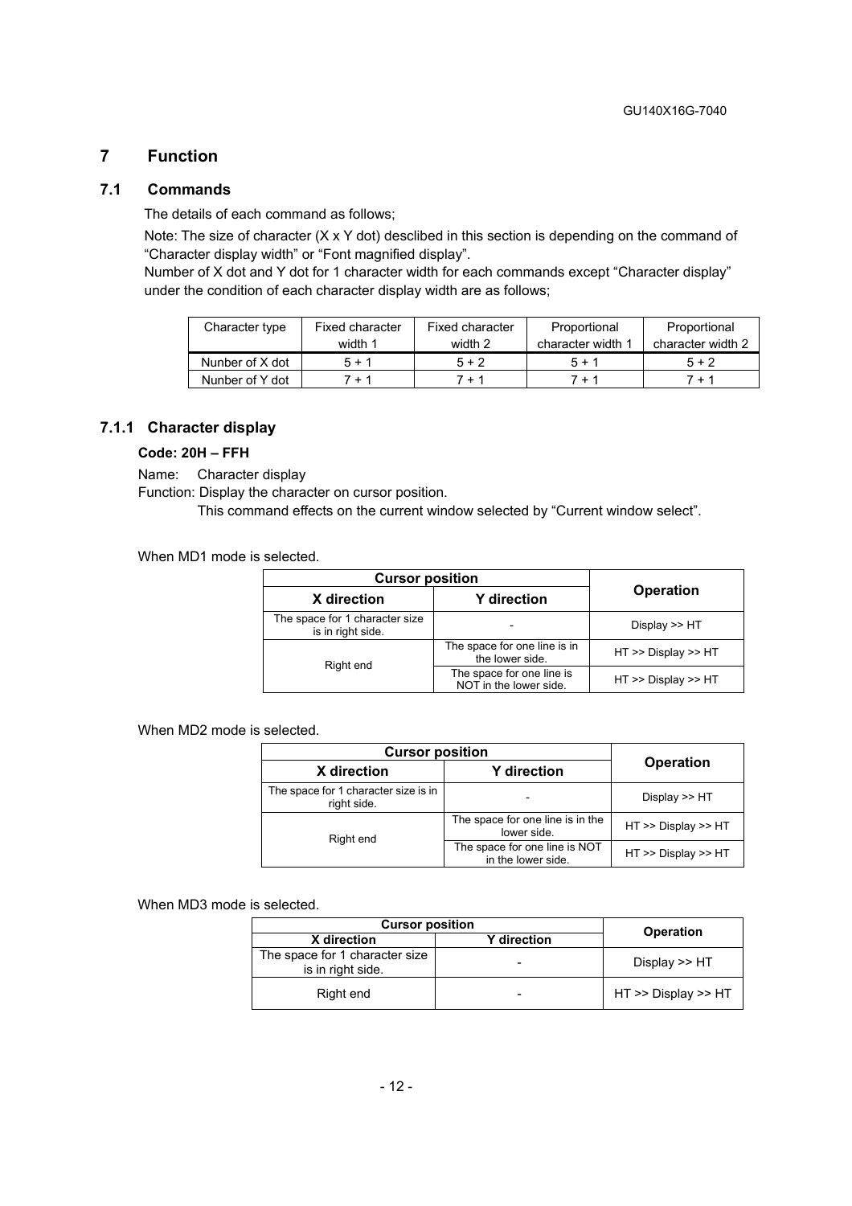# 7 Function

## 7.1 Commands

The details of each command as follows;

Note: The size of character (X x Y dot) desclibed in this section is depending on the command of "Character display width" or "Font magnified display".

Number of X dot and Y dot for 1 character width for each commands except "Character display" under the condition of each character display width are as follows;

| Character type | Fixed character width 1 | Fixed character width 2 | Proportional character width 1 | Proportional character width 2 |
|---|---|---|---|---|
| Nunber of X dot | 5 + 1 | 5 + 2 | 5 + 1 | 5 + 2 |
| Nunber of Y dot | 7 + 1 | 7 + 1 | 7 + 1 | 7 + 1 |

### 7.1.1 Character display

**Code: 20H – FFH**

Name: Character display

Function: Display the character on cursor position.

This command effects on the current window selected by "Current window select".

When MD1 mode is selected.

| Cursor position | | Operation |
|---|---|---|
| **X direction** | **Y direction** | |
| The space for 1 character size is in right side. | - | Display >> HT |
| Right end | The space for one line is in the lower side. | HT >> Display >> HT |
| | The space for one line is NOT in the lower side. | HT >> Display >> HT |

When MD2 mode is selected.

| Cursor position | | Operation |
|---|---|---|
| **X direction** | **Y direction** | |
| The space for 1 character size is in right side. | - | Display >> HT |
| Right end | The space for one line is in the lower side. | HT >> Display >> HT |
| | The space for one line is NOT in the lower side. | HT >> Display >> HT |

When MD3 mode is selected.

| Cursor position | | Operation |
|---|---|---|
| **X direction** | **Y direction** | |
| The space for 1 character size is in right side. | - | Display >> HT |
| Right end | - | HT >> Display >> HT |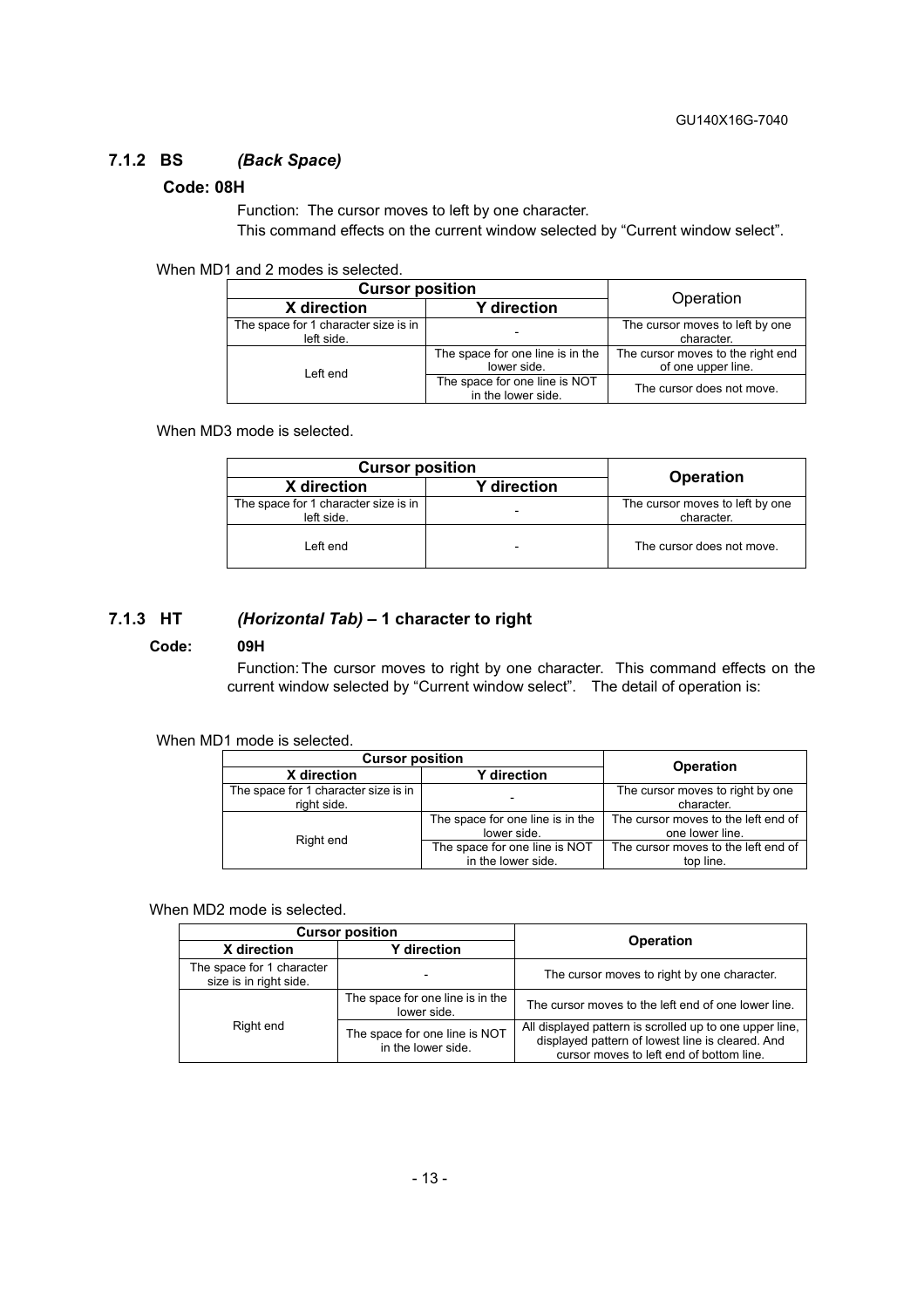### 7.1.2 BS *(Back Space)*

**Code: 08H**

Function: The cursor moves to left by one character.
This command effects on the current window selected by “Current window select”.

When MD1 and 2 modes is selected.

| Cursor position | | Operation |
|---|---|---|
| X direction | Y direction | |
| The space for 1 character size is in left side. | - | The cursor moves to left by one character. |
| Left end | The space for one line is in the lower side. | The cursor moves to the right end of one upper line. |
| | The space for one line is NOT in the lower side. | The cursor does not move. |

When MD3 mode is selected.

| Cursor position | | Operation |
|---|---|---|
| X direction | Y direction | |
| The space for 1 character size is in left side. | - | The cursor moves to left by one character. |
| Left end | - | The cursor does not move. |

### 7.1.3 HT *(Horizontal Tab)* – 1 character to right

**Code: 09H**

Function: The cursor moves to right by one character. This command effects on the current window selected by “Current window select”. The detail of operation is:

When MD1 mode is selected.

| Cursor position | | Operation |
|---|---|---|
| X direction | Y direction | |
| The space for 1 character size is in right side. | - | The cursor moves to right by one character. |
| Right end | The space for one line is in the lower side. | The cursor moves to the left end of one lower line. |
| | The space for one line is NOT in the lower side. | The cursor moves to the left end of top line. |

When MD2 mode is selected.

| Cursor position | | Operation |
|---|---|---|
| X direction | Y direction | |
| The space for 1 character size is in right side. | - | The cursor moves to right by one character. |
| Right end | The space for one line is in the lower side. | The cursor moves to the left end of one lower line. |
| | The space for one line is NOT in the lower side. | All displayed pattern is scrolled up to one upper line, displayed pattern of lowest line is cleared. And cursor moves to left end of bottom line. |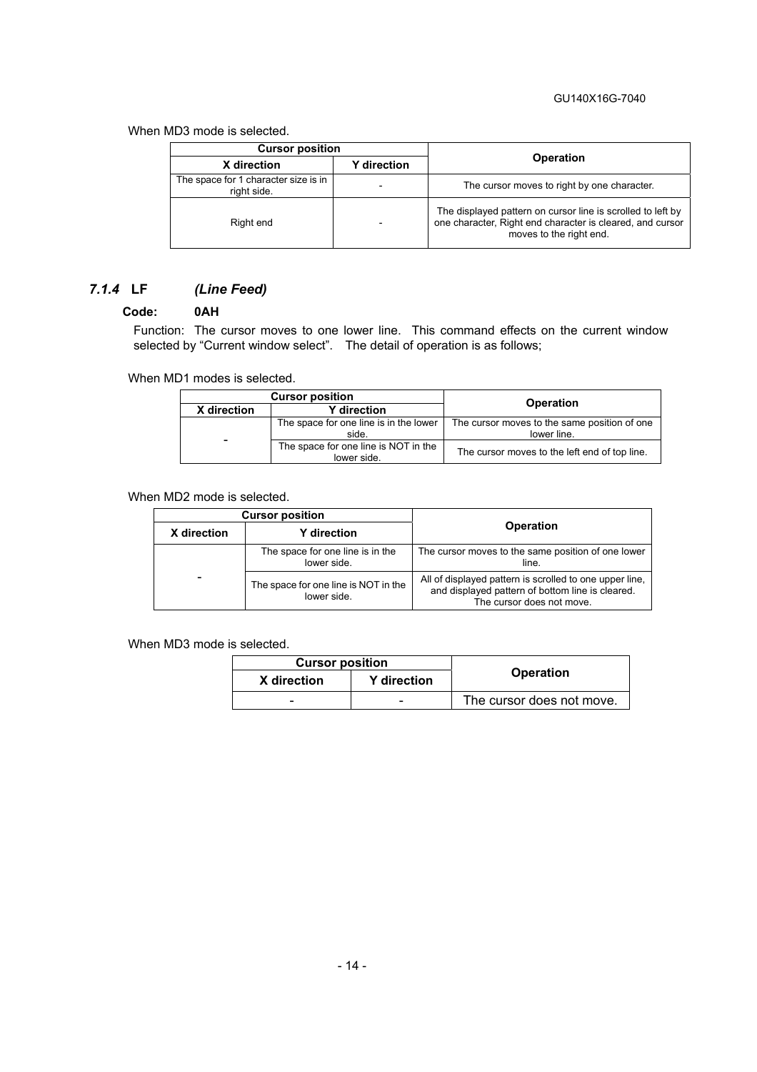When MD3 mode is selected.

| Cursor position | | Operation |
|---|---|---|
| X direction | Y direction | |
| The space for 1 character size is in right side. | - | The cursor moves to right by one character. |
| Right end | - | The displayed pattern on cursor line is scrolled to left by one character, Right end character is cleared, and cursor moves to the right end. |

### *7.1.4* LF *(Line Feed)*

**Code: 0AH**

Function: The cursor moves to one lower line. This command effects on the current window selected by "Current window select". The detail of operation is as follows;

When MD1 modes is selected.

| Cursor position | | Operation |
|---|---|---|
| X direction | Y direction | |
| - | The space for one line is in the lower side. | The cursor moves to the same position of one lower line. |
| | The space for one line is NOT in the lower side. | The cursor moves to the left end of top line. |

When MD2 mode is selected.

| Cursor position | | Operation |
|---|---|---|
| X direction | Y direction | |
| - | The space for one line is in the lower side. | The cursor moves to the same position of one lower line. |
| | The space for one line is NOT in the lower side. | All of displayed pattern is scrolled to one upper line, and displayed pattern of bottom line is cleared. The cursor does not move. |

When MD3 mode is selected.

| Cursor position | | Operation |
|---|---|---|
| X direction | Y direction | |
| - | - | The cursor does not move. |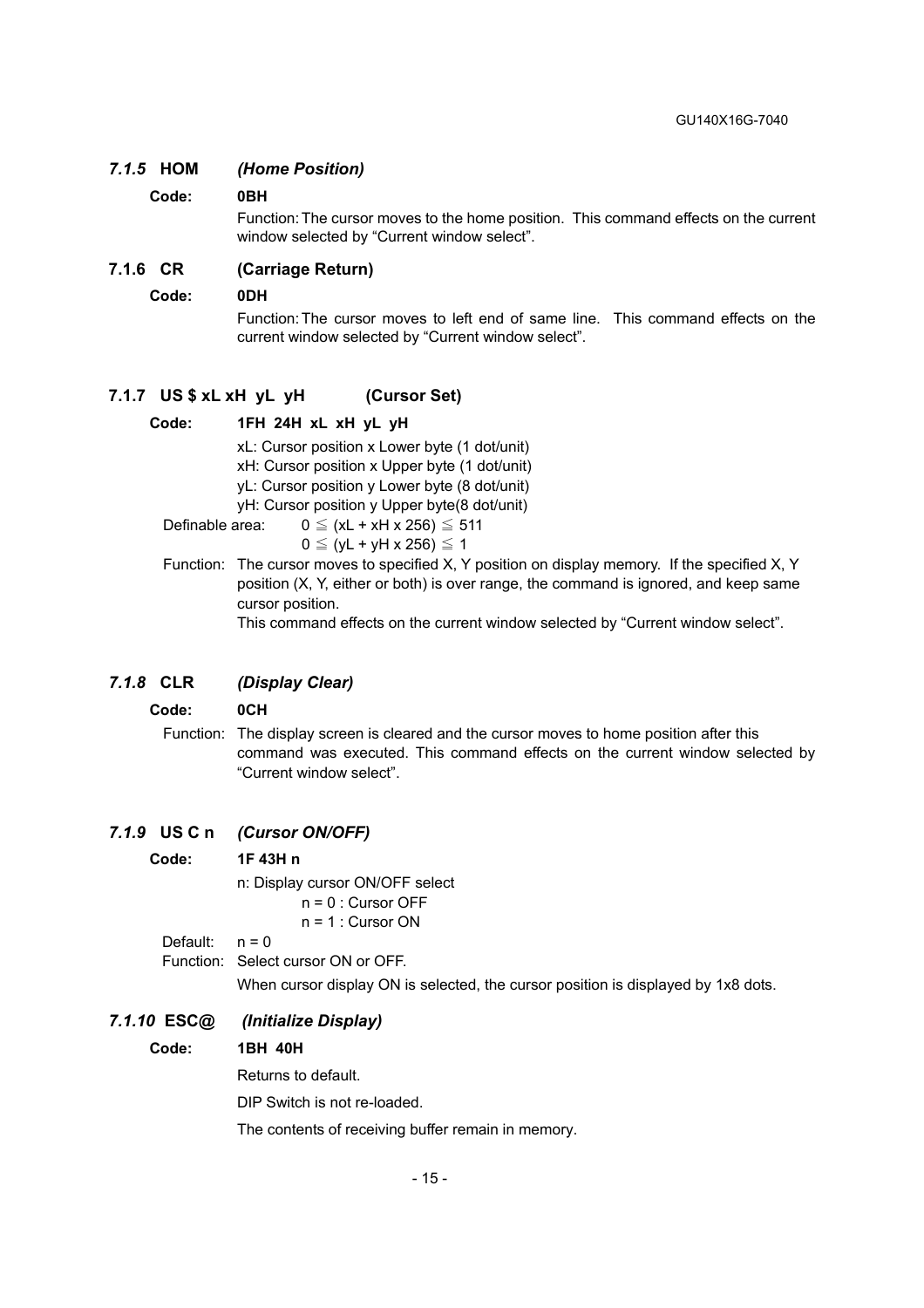### *7.1.5* HOM *(Home Position)*

**Code: 0BH**

Function: The cursor moves to the home position. This command effects on the current window selected by “Current window select”.

### 7.1.6 CR (Carriage Return)

**Code: 0DH**

Function: The cursor moves to left end of same line. This command effects on the current window selected by “Current window select”.

### 7.1.7 US $ xL xH yL yH (Cursor Set)

**Code: 1FH 24H xL xH yL yH**

xL: Cursor position x Lower byte (1 dot/unit)
xH: Cursor position x Upper byte (1 dot/unit)
yL: Cursor position y Lower byte (8 dot/unit)
yH: Cursor position y Upper byte(8 dot/unit)

Definable area: $0 \leqq (xL + xH \times 256) \leqq 511$
$0 \leqq (yL + yH \times 256) \leqq 1$

Function: The cursor moves to specified X, Y position on display memory. If the specified X, Y position (X, Y, either or both) is over range, the command is ignored, and keep same cursor position.
This command effects on the current window selected by “Current window select”.

### *7.1.8* CLR *(Display Clear)*

**Code: 0CH**

Function: The display screen is cleared and the cursor moves to home position after this command was executed. This command effects on the current window selected by “Current window select”.

### *7.1.9* US C n *(Cursor ON/OFF)*

**Code: 1F 43H n**

n: Display cursor ON/OFF select
n = 0 : Cursor OFF
n = 1 : Cursor ON

Default: n = 0
Function: Select cursor ON or OFF.
When cursor display ON is selected, the cursor position is displayed by 1x8 dots.

### *7.1.10* ESC@ *(Initialize Display)*

**Code: 1BH 40H**

Returns to default.

DIP Switch is not re-loaded.

The contents of receiving buffer remain in memory.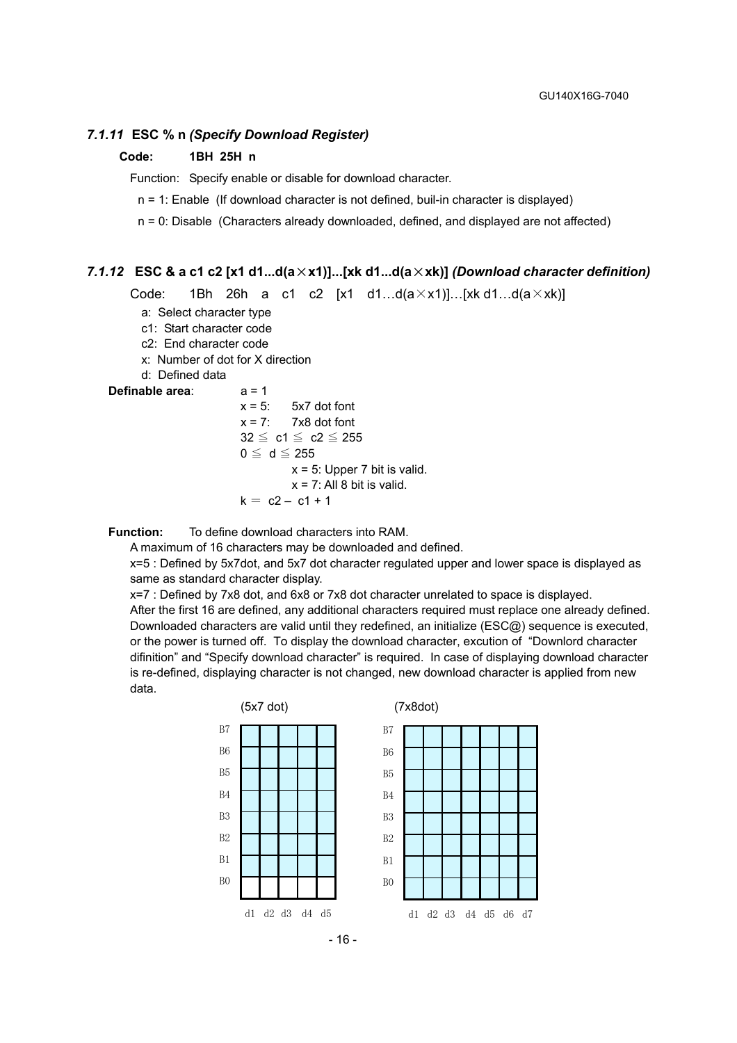### *7.1.11* **ESC % n** *(Specify Download Register)*

**Code: 1BH 25H n**

Function: Specify enable or disable for download character.

n = 1: Enable (If download character is not defined, buil-in character is displayed)

n = 0: Disable (Characters already downloaded, defined, and displayed are not affected)

### *7.1.12* **ESC & a c1 c2 [x1 d1...d(a×x1)]...[xk d1...d(a×xk)]** *(Download character definition)*

Code: 1Bh 26h a c1 c2 [x1 d1…d(a×x1)]…[xk d1…d(a×xk)]

- a: Select character type
- c1: Start character code
- c2: End character code
- x: Number of dot for X direction
- d: Defined data

**Definable area**:
a = 1
x = 5: 5x7 dot font
x = 7: 7x8 dot font
32 ≦ c1 ≦ c2 ≦ 255
0 ≦ d ≦ 255
x = 5: Upper 7 bit is valid.
x = 7: All 8 bit is valid.
k = c2 – c1 + 1

**Function:** To define download characters into RAM.

A maximum of 16 characters may be downloaded and defined.

x=5 : Defined by 5x7dot, and 5x7 dot character regulated upper and lower space is displayed as same as standard character display.

x=7 : Defined by 7x8 dot, and 6x8 or 7x8 dot character unrelated to space is displayed.

After the first 16 are defined, any additional characters required must replace one already defined. Downloaded characters are valid until they redefined, an initialize (ESC@) sequence is executed, or the power is turned off. To display the download character, excution of "Downlord character difinition" and "Specify download character" is required. In case of displaying download character is re-defined, displaying character is not changed, new download character is applied from new data.

(5x7 dot)

| | d1 | d2 | d3 | d4 | d5 |
|---|---|---|---|---|---|
| B7 | | | | | |
| B6 | | | | | |
| B5 | | | | | |
| B4 | | | | | |
| B3 | | | | | |
| B2 | | | | | |
| B1 | | | | | |
| B0 | | | | | |

(7x8dot)

| | d1 | d2 | d3 | d4 | d5 | d6 | d7 |
|---|---|---|---|---|---|---|---|
| B7 | | | | | | | |
| B6 | | | | | | | |
| B5 | | | | | | | |
| B4 | | | | | | | |
| B3 | | | | | | | |
| B2 | | | | | | | |
| B1 | | | | | | | |
| B0 | | | | | | | |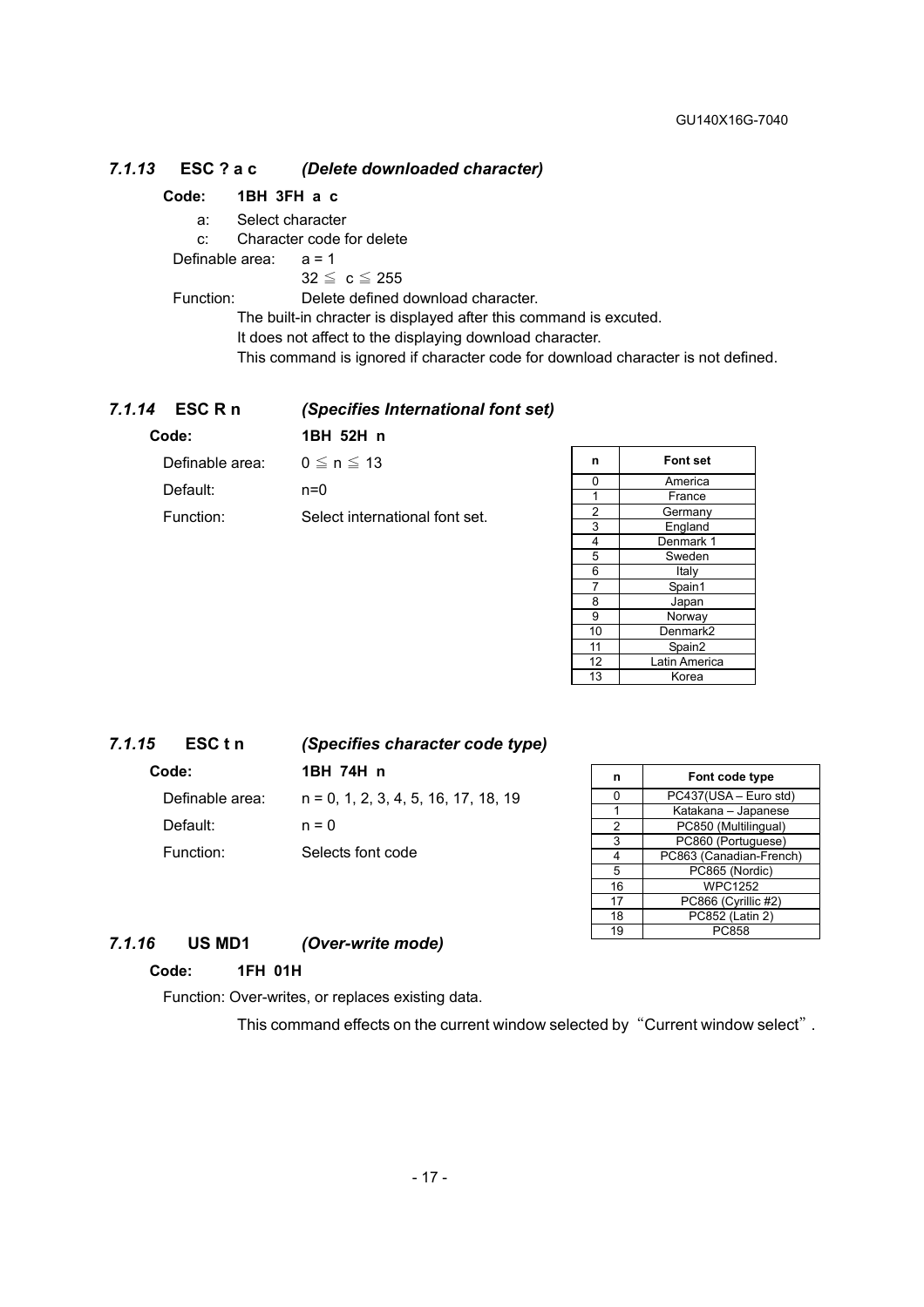### 7.1.13 ESC ? a c (Delete downloaded character)

**Code: 1BH 3FH a c**

a: Select character

c: Character code for delete

Definable area: a = 1

32 ≦ c ≦ 255

Function: Delete defined download character.

The built-in chracter is displayed after this command is excuted.

It does not affect to the displaying download character.

This command is ignored if character code for download character is not defined.

### 7.1.14 ESC R n (Specifies International font set)

**Code: 1BH 52H n**

Definable area: 0 ≦ n ≦ 13

Default: n=0

Function: Select international font set.

| n | Font set |
|---|---|
| 0 | America |
| 1 | France |
| 2 | Germany |
| 3 | England |
| 4 | Denmark 1 |
| 5 | Sweden |
| 6 | Italy |
| 7 | Spain1 |
| 8 | Japan |
| 9 | Norway |
| 10 | Denmark2 |
| 11 | Spain2 |
| 12 | Latin America |
| 13 | Korea |

### 7.1.15 ESC t n (Specifies character code type)

**Code: 1BH 74H n**

Definable area: n = 0, 1, 2, 3, 4, 5, 16, 17, 18, 19

Default: n = 0

Function: Selects font code

| n | Font code type |
|---|---|
| 0 | PC437(USA – Euro std) |
| 1 | Katakana – Japanese |
| 2 | PC850 (Multilingual) |
| 3 | PC860 (Portuguese) |
| 4 | PC863 (Canadian-French) |
| 5 | PC865 (Nordic) |
| 16 | WPC1252 |
| 17 | PC866 (Cyrillic #2) |
| 18 | PC852 (Latin 2) |
| 19 | PC858 |

### 7.1.16 US MD1 (Over-write mode)

**Code: 1FH 01H**

Function: Over-writes, or replaces existing data.

This command effects on the current window selected by "Current window select".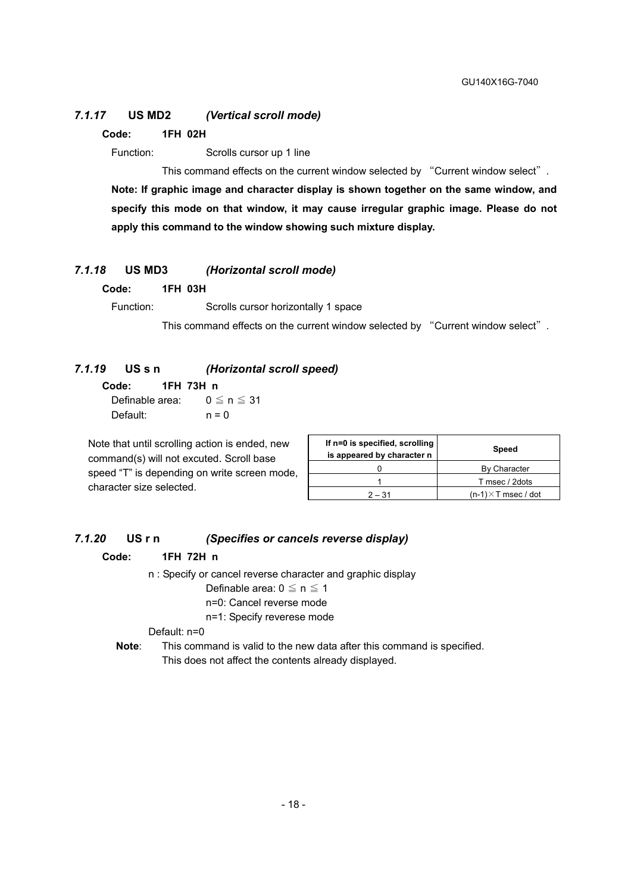### *7.1.17* **US MD2** *(Vertical scroll mode)*

**Code: 1FH 02H**

Function: Scrolls cursor up 1 line

This command effects on the current window selected by "Current window select".

**Note: If graphic image and character display is shown together on the same window, and specify this mode on that window, it may cause irregular graphic image. Please do not apply this command to the window showing such mixture display.**

### *7.1.18* **US MD3** *(Horizontal scroll mode)*

**Code: 1FH 03H**

Function: Scrolls cursor horizontally 1 space

This command effects on the current window selected by "Current window select".

### *7.1.19* **US s n** *(Horizontal scroll speed)*

**Code: 1FH 73H n**

Definable area: $0 \leqq n \leqq 31$

Default: n = 0

Note that until scrolling action is ended, new command(s) will not excuted. Scroll base speed "T" is depending on write screen mode, character size selected.

| If n=0 is specified, scrolling is appeared by character n | Speed |
|---|---|
| 0 | By Character |
| 1 | T msec / 2dots |
| 2 – 31 | (n-1)×T msec / dot |

### *7.1.20* **US r n** *(Specifies or cancels reverse display)*

**Code: 1FH 72H n**

n : Specify or cancel reverse character and graphic display

Definable area: $0 \leqq n \leqq 1$

n=0: Cancel reverse mode

n=1: Specify reverese mode

Default: n=0

**Note**: This command is valid to the new data after this command is specified. This does not affect the contents already displayed.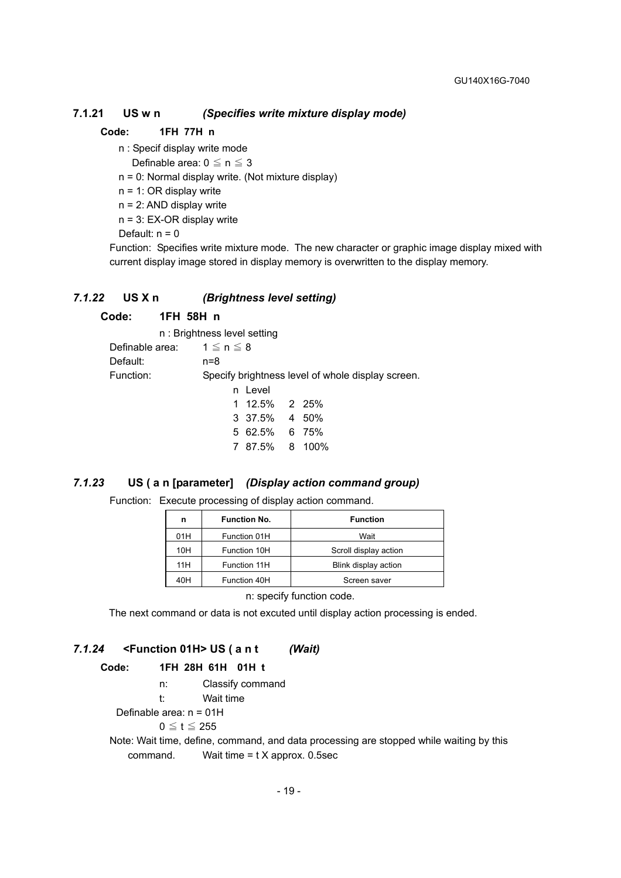### 7.1.21 US w n *(Specifies write mixture display mode)*

**Code: 1FH 77H n**

n : Specif display write mode
Definable area: 0 ≦ n ≦ 3
n = 0: Normal display write. (Not mixture display)
n = 1: OR display write
n = 2: AND display write
n = 3: EX-OR display write
Default: n = 0

Function: Specifies write mixture mode. The new character or graphic image display mixed with current display image stored in display memory is overwritten to the display memory.

### *7.1.22* US X n *(Brightness level setting)*

**Code: 1FH 58H n**

n : Brightness level setting

Definable area: 1 ≦ n ≦ 8

Default: n=8

Function: Specify brightness level of whole display screen.

| n | Level | n | Level |
|---|---|---|---|
| 1 | 12.5% | 2 | 25% |
| 3 | 37.5% | 4 | 50% |
| 5 | 62.5% | 6 | 75% |
| 7 | 87.5% | 8 | 100% |

### *7.1.23* US ( a n [parameter] *(Display action command group)*

Function: Execute processing of display action command.

| n | Function No. | Function |
|---|---|---|
| 01H | Function 01H | Wait |
| 10H | Function 10H | Scroll display action |
| 11H | Function 11H | Blink display action |
| 40H | Function 40H | Screen saver |

n: specify function code.

The next command or data is not excuted until display action processing is ended.

### *7.1.24* <Function 01H> US ( a n t *(Wait)*

**Code: 1FH 28H 61H 01H t**

n: Classify command
t: Wait time

Definable area: n = 01H
0 ≦ t ≦ 255

Note: Wait time, define, command, and data processing are stopped while waiting by this command. Wait time = t X approx. 0.5sec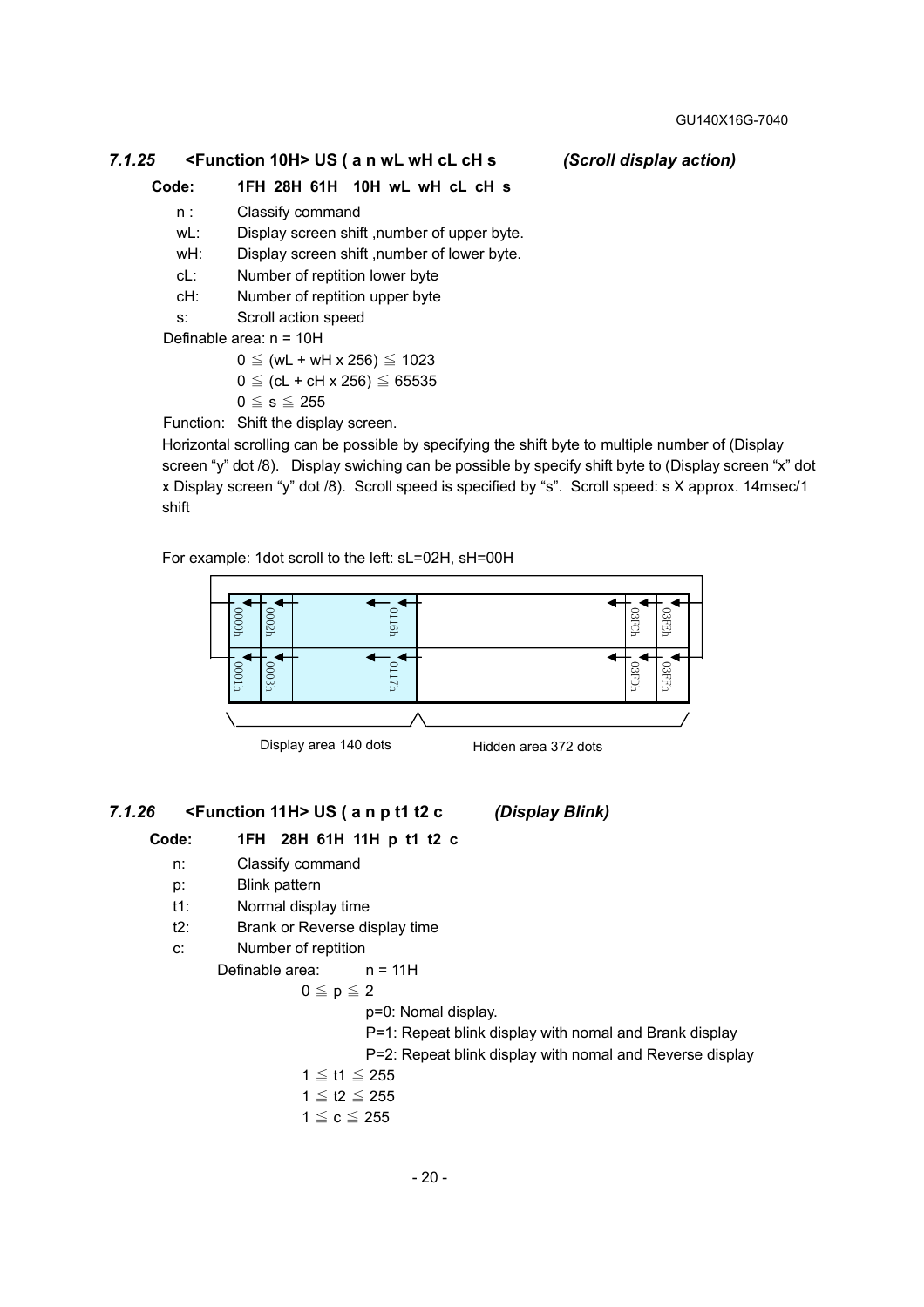### *7.1.25* <Function 10H> US ( a n wL wH cL cH s *(Scroll display action)*

**Code: 1FH 28H 61H 10H wL wH cL cH s**

n : Classify command
wL: Display screen shift ,number of upper byte.
wH: Display screen shift ,number of lower byte.
cL: Number of reptition lower byte
cH: Number of reptition upper byte
s: Scroll action speed

Definable area: n = 10H

$0 \leqq (wL + wH \times 256) \leqq 1023$
$0 \leqq (cL + cH \times 256) \leqq 65535$
$0 \leqq s \leqq 255$

Function: Shift the display screen.

Horizontal scrolling can be possible by specifying the shift byte to multiple number of (Display screen "y" dot /8). Display swiching can be possible by specify shift byte to (Display screen "x" dot x Display screen "y" dot /8). Scroll speed is specified by "s". Scroll speed: s X approx. 14msec/1 shift

For example: 1dot scroll to the left: sL=02H, sH=00H

| 0000h | 0002h | | 0116h | | 03FCh | 03FEh |
|---|---|---|---|---|---|---|
| 0001h | 0003h | | 0117h | | 03FDh | 03FFh |

Display area 140 dots    Hidden area 372 dots

### *7.1.26* <Function 11H> US ( a n p t1 t2 c *(Display Blink)*

**Code: 1FH 28H 61H 11H p t1 t2 c**

n: Classify command
p: Blink pattern
t1: Normal display time
t2: Brank or Reverse display time
c: Number of reptition

Definable area: n = 11H

$0 \leqq p \leqq 2$

p=0: Nomal display.
P=1: Repeat blink display with nomal and Brank display
P=2: Repeat blink display with nomal and Reverse display

$1 \leqq t1 \leqq 255$
$1 \leqq t2 \leqq 255$
$1 \leqq c \leqq 255$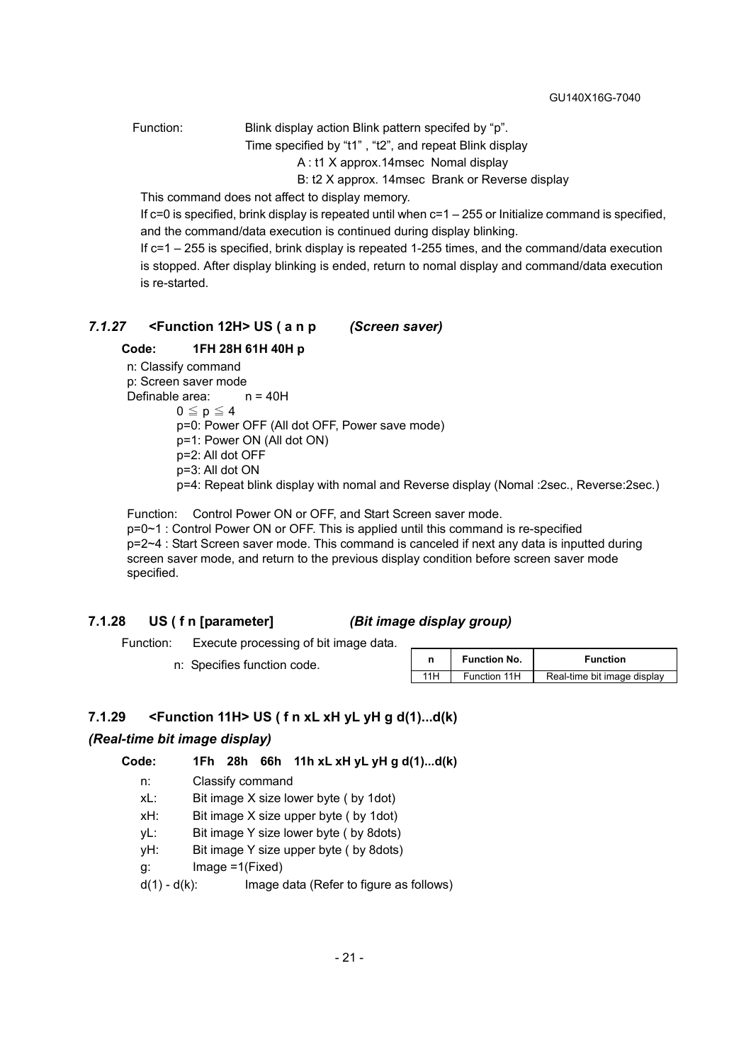Function: Blink display action Blink pattern specifed by “p”.
Time specified by “t1” , “t2”, and repeat Blink display
A : t1 X approx.14msec Nomal display
B: t2 X approx. 14msec Brank or Reverse display

This command does not affect to display memory.
If c=0 is specified, brink display is repeated until when c=1 – 255 or Initialize command is specified, and the command/data execution is continued during display blinking.
If c=1 – 255 is specified, brink display is repeated 1-255 times, and the command/data execution is stopped. After display blinking is ended, return to nomal display and command/data execution is re-started.

### *7.1.27* <Function 12H> US ( a n p *(Screen saver)*

**Code: 1FH 28H 61H 40H p**

n: Classify command
p: Screen saver mode
Definable area: n = 40H
$0 \leqq p \leqq 4$
p=0: Power OFF (All dot OFF, Power save mode)
p=1: Power ON (All dot ON)
p=2: All dot OFF
p=3: All dot ON
p=4: Repeat blink display with nomal and Reverse display (Nomal :2sec., Reverse:2sec.)

Function: Control Power ON or OFF, and Start Screen saver mode.
p=0~1 : Control Power ON or OFF. This is applied until this command is re-specified
p=2~4 : Start Screen saver mode. This command is canceled if next any data is inputted during screen saver mode, and return to the previous display condition before screen saver mode specified.

### 7.1.28 US ( f n [parameter] *(Bit image display group)*

Function: Execute processing of bit image data.

n: Specifies function code.

| n | Function No. | Function |
|---|---|---|
| 11H | Function 11H | Real-time bit image display |

### 7.1.29 <Function 11H> US ( f n xL xH yL yH g d(1)...d(k)

### *(Real-time bit image display)*

**Code: 1Fh 28h 66h 11h xL xH yL yH g d(1)...d(k)**

n: Classify command
xL: Bit image X size lower byte ( by 1dot)
xH: Bit image X size upper byte ( by 1dot)
yL: Bit image Y size lower byte ( by 8dots)
yH: Bit image Y size upper byte ( by 8dots)
g: Image =1(Fixed)
d(1) - d(k): Image data (Refer to figure as follows)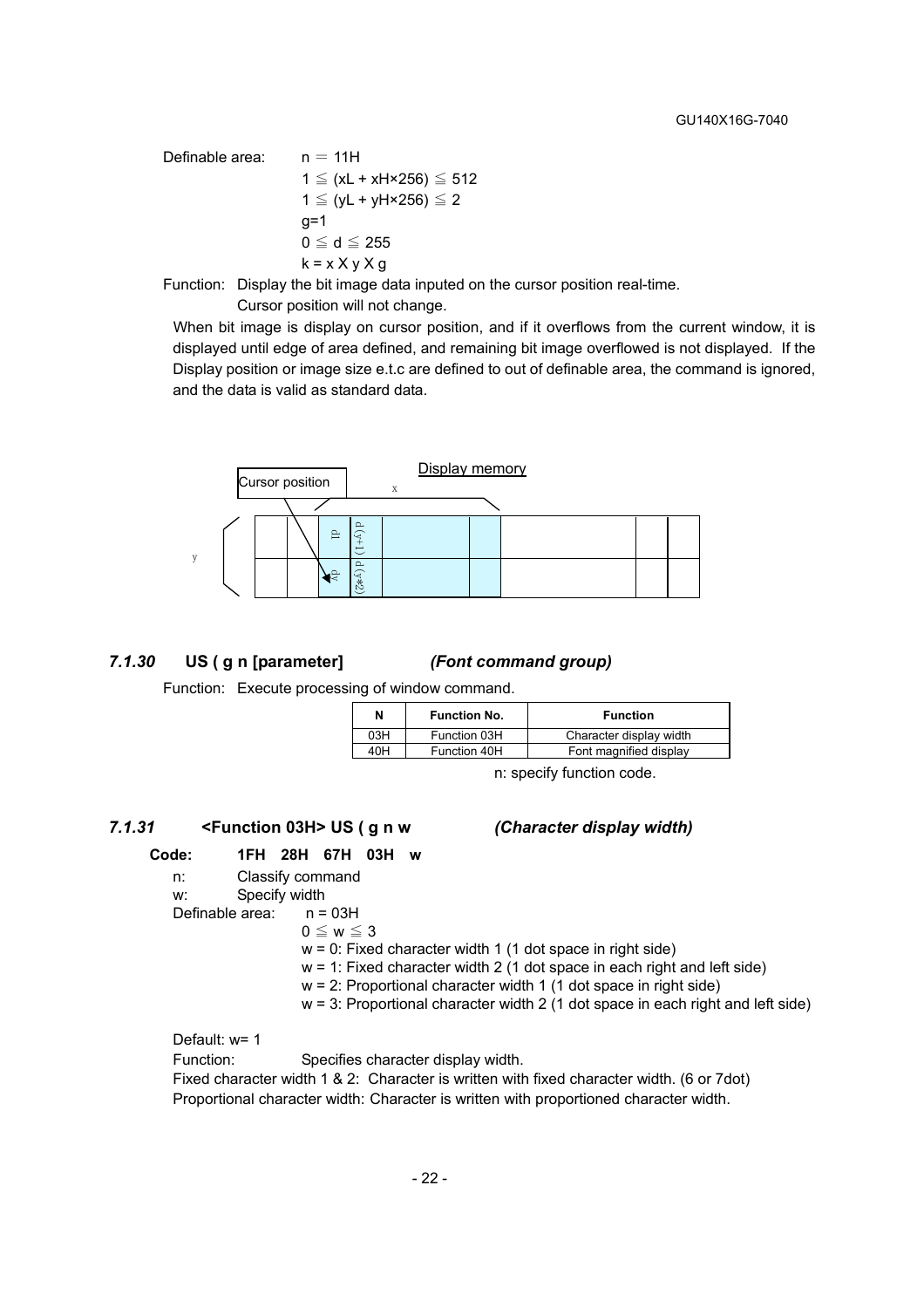Definable area: n = 11H

$1 \leqq (xL + xH \times 256) \leqq 512$

$1 \leqq (yL + yH \times 256) \leqq 2$

g=1

$0 \leqq d \leqq 255$

k = x X y X g

Function: Display the bit image data inputed on the cursor position real-time.
Cursor position will not change.

When bit image is display on cursor position, and if it overflows from the current window, it is displayed until edge of area defined, and remaining bit image overflowed is not displayed. If the Display position or image size e.t.c are defined to out of definable area, the command is ignored, and the data is valid as standard data.

Display memory

Cursor position

x

y

d1 d(y+1) dy d(y*2)

### 7.1.30 US ( g n [parameter] *(Font command group)*

Function: Execute processing of window command.

| N | Function No. | Function |
|---|---|---|
| 03H | Function 03H | Character display width |
| 40H | Function 40H | Font magnified display |

n: specify function code.

### 7.1.31 <Function 03H> US ( g n w *(Character display width)*

**Code: 1FH 28H 67H 03H w**

n: Classify command

w: Specify width

Definable area: n = 03H

$0 \leqq w \leqq 3$

w = 0: Fixed character width 1 (1 dot space in right side)

w = 1: Fixed character width 2 (1 dot space in each right and left side)

w = 2: Proportional character width 1 (1 dot space in right side)

w = 3: Proportional character width 2 (1 dot space in each right and left side)

Default: w= 1

Function: Specifies character display width.

Fixed character width 1 & 2: Character is written with fixed character width. (6 or 7dot)

Proportional character width: Character is written with proportioned character width.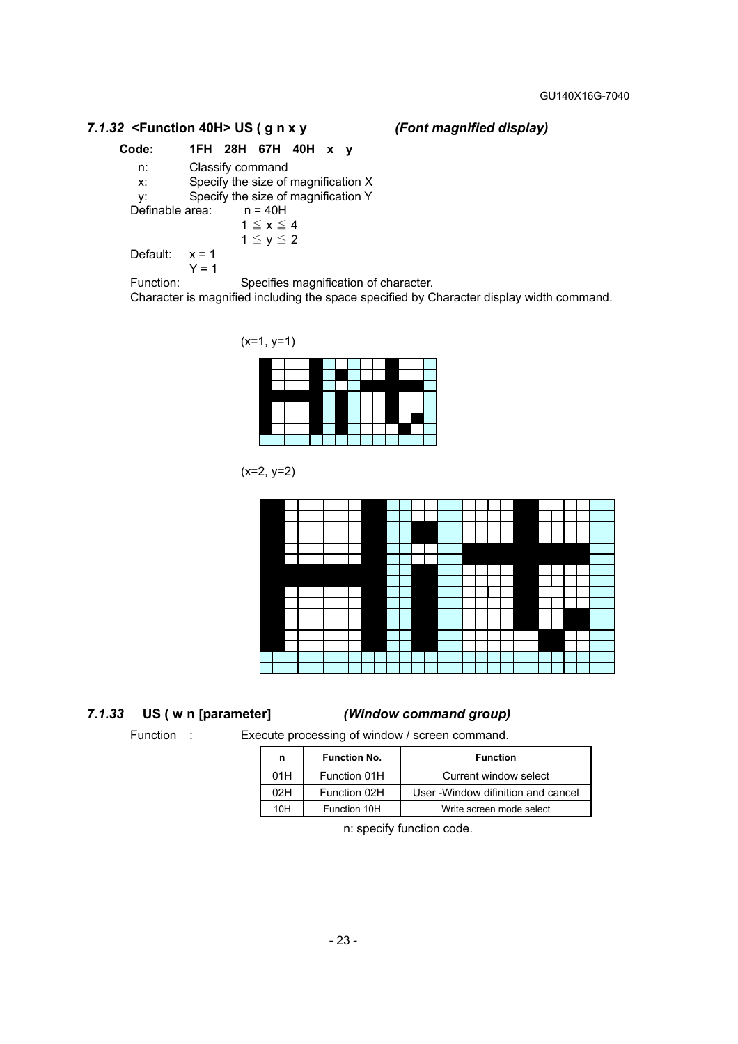### *7.1.32* <Function 40H> US ( g n x y *(Font magnified display)*

**Code: 1FH 28H 67H 40H x y**

n: Classify command
x: Specify the size of magnification X
y: Specify the size of magnification Y

Definable area: n = 40H
$1 \leqq x \leqq 4$
$1 \leqq y \leqq 2$

Default: x = 1
Y = 1

Function: Specifies magnification of character.
Character is magnified including the space specified by Character display width command.

(x=1, y=1)

(x=2, y=2)

### *7.1.33* US ( w n [parameter] *(Window command group)*

Function : Execute processing of window / screen command.

| n | Function No. | Function |
|---|---|---|
| 01H | Function 01H | Current window select |
| 02H | Function 02H | User -Window difinition and cancel |
| 10H | Function 10H | Write screen mode select |

n: specify function code.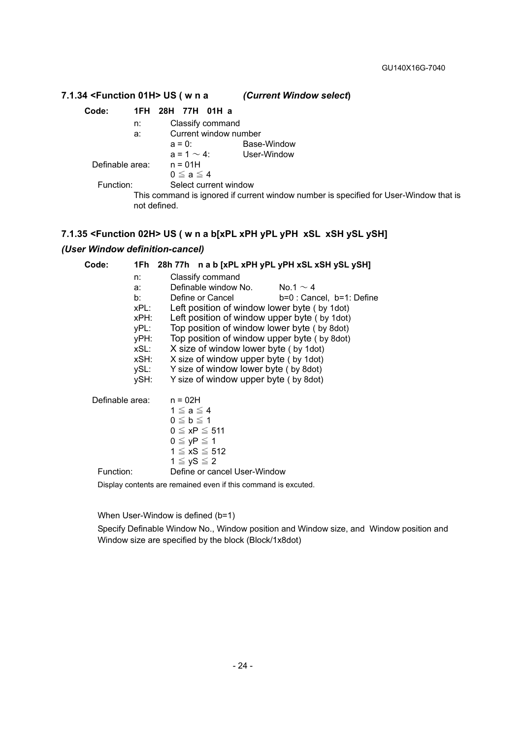### 7.1.34 <Function 01H> US ( w n a *(Current Window select)*

**Code: 1FH 28H 77H 01H a**

| | | |
|---|---|---|
| n: | Classify command | |
| a: | Current window number | |
| | a = 0: | Base-Window |
| | a = 1 ~ 4: | User-Window |

Definable area: n = 01H
$0 \leqq a \leqq 4$

Function: Select current window

This command is ignored if current window number is specified for User-Window that is not defined.

### 7.1.35 <Function 02H> US ( w n a b[xPL xPH yPL yPH xSL xSH ySL ySH] *(User Window definition-cancel)*

**Code: 1Fh 28h 77h n a b [xPL xPH yPL yPH xSL xSH ySL ySH]**

| | | |
|---|---|---|
| n: | Classify command | |
| a: | Definable window No. | No.1 ~ 4 |
| b: | Define or Cancel | b=0 : Cancel, b=1: Define |
| xPL: | Left position of window lower byte ( by 1dot) | |
| xPH: | Left position of window upper byte ( by 1dot) | |
| yPL: | Top position of window lower byte ( by 8dot) | |
| yPH: | Top position of window upper byte ( by 8dot) | |
| xSL: | X size of window lower byte ( by 1dot) | |
| xSH: | X size of window upper byte ( by 1dot) | |
| ySL: | Y size of window lower byte ( by 8dot) | |
| ySH: | Y size of window upper byte ( by 8dot) | |

Definable area: n = 02H
$1 \leqq a \leqq 4$
$0 \leqq b \leqq 1$
$0 \leqq xP \leqq 511$
$0 \leqq yP \leqq 1$
$1 \leqq xS \leqq 512$
$1 \leqq yS \leqq 2$

Function: Define or cancel User-Window

Display contents are remained even if this command is excuted.

When User-Window is defined (b=1)

Specify Definable Window No., Window position and Window size, and Window position and Window size are specified by the block (Block/1x8dot)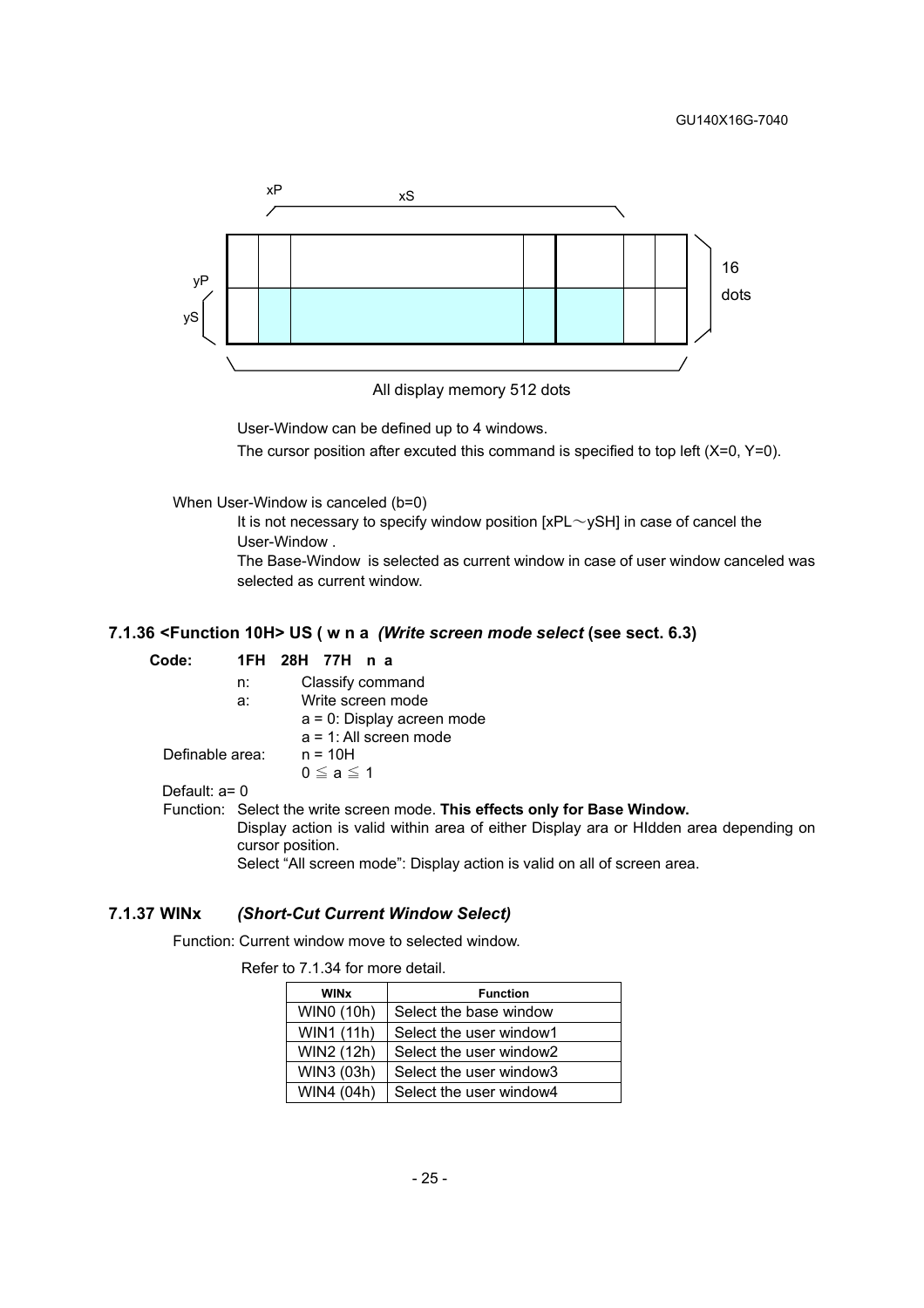xP xS

yP

yS

16 dots

All display memory 512 dots

User-Window can be defined up to 4 windows.

The cursor position after excuted this command is specified to top left (X=0, Y=0).

When User-Window is canceled (b=0)

It is not necessary to specify window position [xPL～ySH] in case of cancel the User-Window .

The Base-Window is selected as current window in case of user window canceled was selected as current window.

### 7.1.36 <Function 10H> US ( w n a *(Write screen mode select* (see sect. 6.3)

**Code: 1FH 28H 77H n a**

n: Classify command

a: Write screen mode

a = 0: Display acreen mode

a = 1: All screen mode

Definable area: n = 10H

$0 \leqq a \leqq 1$

Default: a= 0

Function: Select the write screen mode. **This effects only for Base Window.**

Display action is valid within area of either Display ara or HIdden area depending on cursor position.

Select "All screen mode": Display action is valid on all of screen area.

### 7.1.37 WINx *(Short-Cut Current Window Select)*

Function: Current window move to selected window.

Refer to 7.1.34 for more detail.

| WINx | Function |
|---|---|
| WIN0 (10h) | Select the base window |
| WIN1 (11h) | Select the user window1 |
| WIN2 (12h) | Select the user window2 |
| WIN3 (03h) | Select the user window3 |
| WIN4 (04h) | Select the user window4 |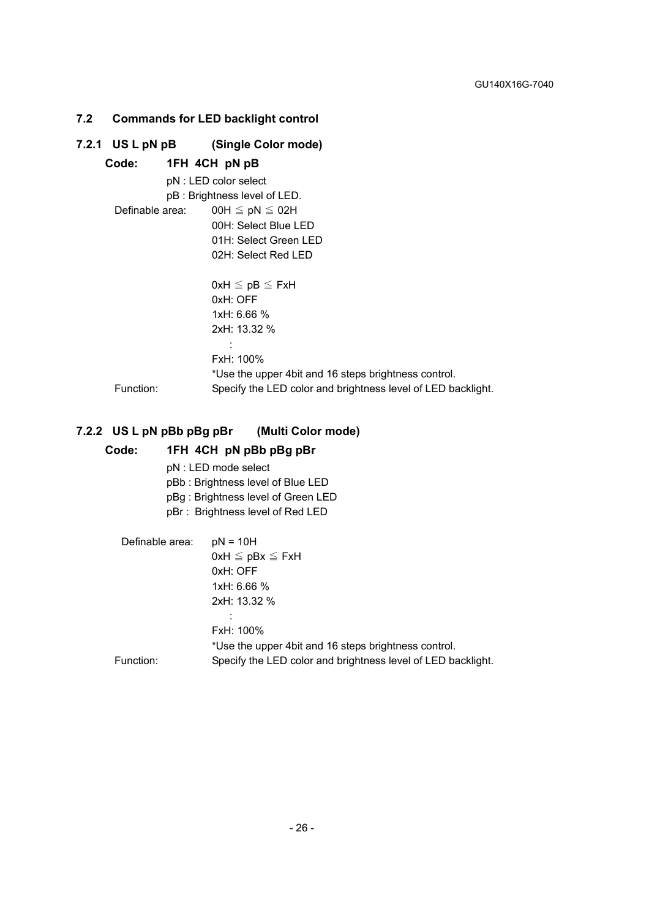## 7.2 Commands for LED backlight control

### 7.2.1 US L pN pB (Single Color mode)

**Code: 1FH 4CH pN pB**

pN : LED color select
pB : Brightness level of LED.

Definable area: 00H ≦ pN ≦ 02H
00H: Select Blue LED
01H: Select Green LED
02H: Select Red LED

0xH ≦ pB ≦ FxH
0xH: OFF
1xH: 6.66 %
2xH: 13.32 %
:
FxH: 100%
*Use the upper 4bit and 16 steps brightness control.

Function: Specify the LED color and brightness level of LED backlight.

### 7.2.2 US L pN pBb pBg pBr (Multi Color mode)

**Code: 1FH 4CH pN pBb pBg pBr**

pN : LED mode select
pBb : Brightness level of Blue LED
pBg : Brightness level of Green LED
pBr : Brightness level of Red LED

Definable area: pN = 10H
0xH ≦ pBx ≦ FxH
0xH: OFF
1xH: 6.66 %
2xH: 13.32 %
:
FxH: 100%
*Use the upper 4bit and 16 steps brightness control.

Function: Specify the LED color and brightness level of LED backlight.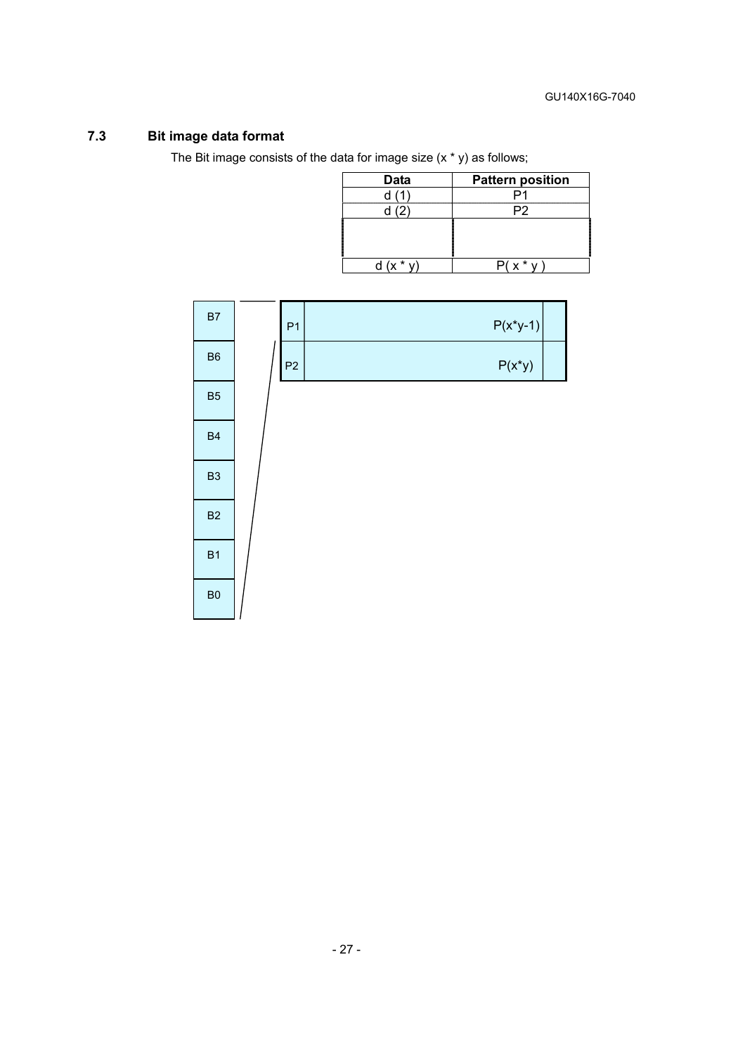### 7.3 Bit image data format

The Bit image consists of the data for image size (x * y) as follows;

| Data | Pattern position |
|---|---|
| d (1) | P1 |
| d (2) | P2 |
| | |
| d (x * y) | P( x * y ) |

| B7 |
|---|
| B6 |
| B5 |
| B4 |
| B3 |
| B2 |
| B1 |
| B0 |

| P1 | P(x*y-1) |
|---|---|
| P2 | P(x*y) |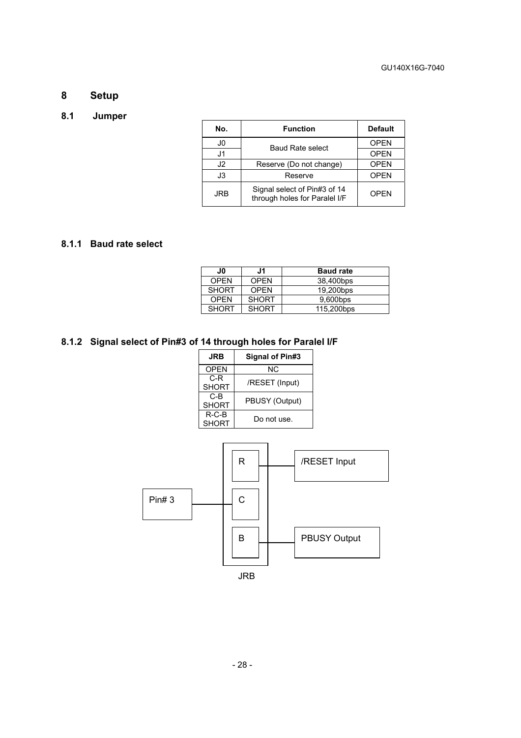# 8 Setup

## 8.1 Jumper

| No. | Function | Default |
|---|---|---|
| J0 | Baud Rate select | OPEN |
| J1 | | OPEN |
| J2 | Reserve (Do not change) | OPEN |
| J3 | Reserve | OPEN |
| JRB | Signal select of Pin#3 of 14 through holes for Paralel I/F | OPEN |

### 8.1.1 Baud rate select

| J0 | J1 | Baud rate |
|---|---|---|
| OPEN | OPEN | 38,400bps |
| SHORT | OPEN | 19,200bps |
| OPEN | SHORT | 9,600bps |
| SHORT | SHORT | 115,200bps |

### 8.1.2 Signal select of Pin#3 of 14 through holes for Paralel I/F

| JRB | Signal of Pin#3 |
|---|---|
| OPEN | NC |
| C-R SHORT | /RESET (Input) |
| C-B SHORT | PBUSY (Output) |
| R-C-B SHORT | Do not use. |

Pin# 3 — C; R — /RESET Input; B — PBUSY Output

JRB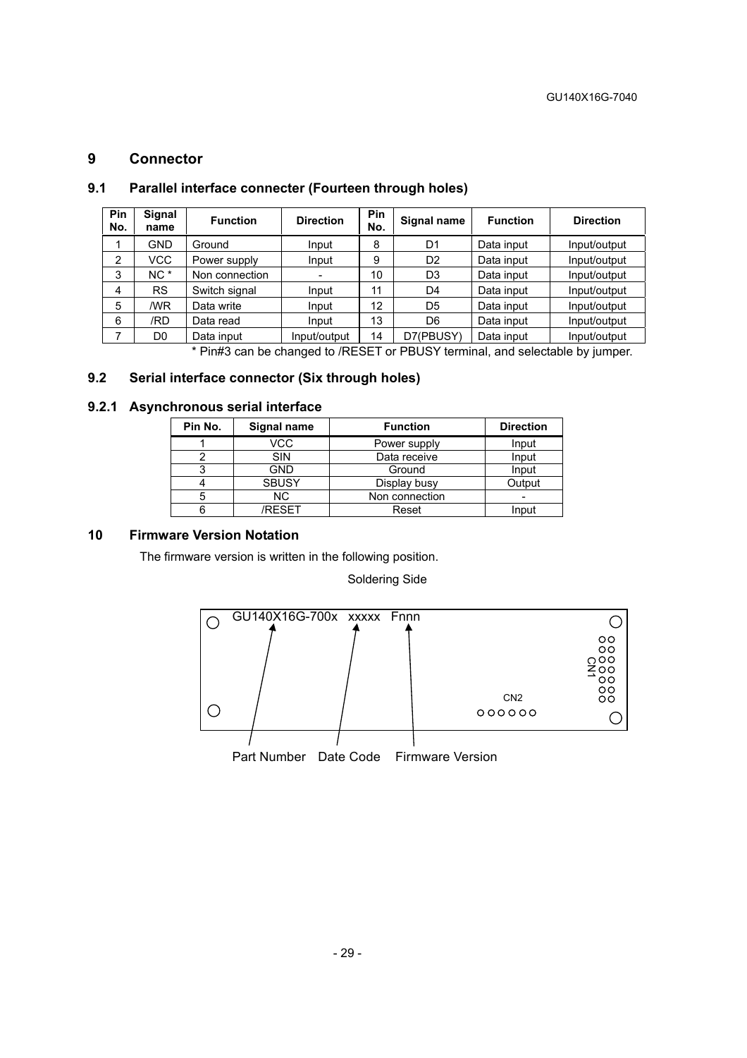# 9 Connector

## 9.1 Parallel interface connecter (Fourteen through holes)

| Pin No. | Signal name | Function | Direction | Pin No. | Signal name | Function | Direction |
|---|---|---|---|---|---|---|---|
| 1 | GND | Ground | Input | 8 | D1 | Data input | Input/output |
| 2 | VCC | Power supply | Input | 9 | D2 | Data input | Input/output |
| 3 | NC * | Non connection | - | 10 | D3 | Data input | Input/output |
| 4 | RS | Switch signal | Input | 11 | D4 | Data input | Input/output |
| 5 | /WR | Data write | Input | 12 | D5 | Data input | Input/output |
| 6 | /RD | Data read | Input | 13 | D6 | Data input | Input/output |
| 7 | D0 | Data input | Input/output | 14 | D7(PBUSY) | Data input | Input/output |

* Pin#3 can be changed to /RESET or PBUSY terminal, and selectable by jumper.

## 9.2 Serial interface connector (Six through holes)

### 9.2.1 Asynchronous serial interface

| Pin No. | Signal name | Function | Direction |
|---|---|---|---|
| 1 | VCC | Power supply | Input |
| 2 | SIN | Data receive | Input |
| 3 | GND | Ground | Input |
| 4 | SBUSY | Display busy | Output |
| 5 | NC | Non connection | - |
| 6 | /RESET | Reset | Input |

# 10 Firmware Version Notation

The firmware version is written in the following position.

Soldering Side

GU140X16G-700x xxxxx Fnnn

CN1

CN2

Part Number Date Code Firmware Version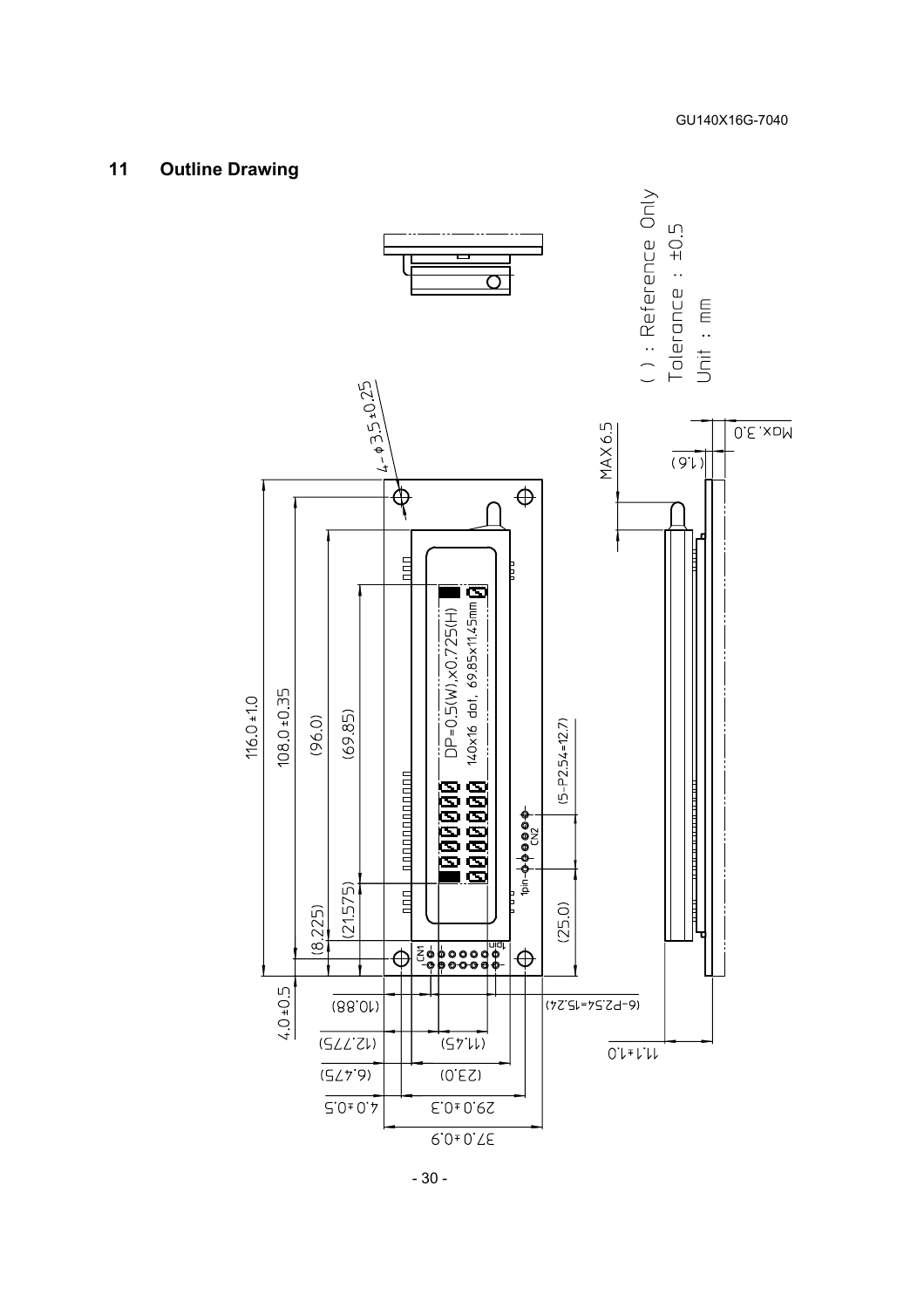## 11 Outline Drawing

( ) : Reference Only

Tolerance : ±0.5

Unit : mm

4-φ3.5±0.25

116.0±1.0

108.0±0.35

(96.0)

(69.85)

(21.575)

(8.225)

4.0±0.5

DP=0.5(W)x0.725(H)

140x16 dot, 69.85x11.45mm

(5-P2.54=12.7)

(25.0)

CN1

CN2

1pin

MAX6.5

(1.6)

Max.3.0

11.1±1.0

(10.88)

(6-P2.54=15.24)

(12.775)

(11.45)

(6.475)

(23.0)

4.0±0.5

29.0±0.3

37.0±0.9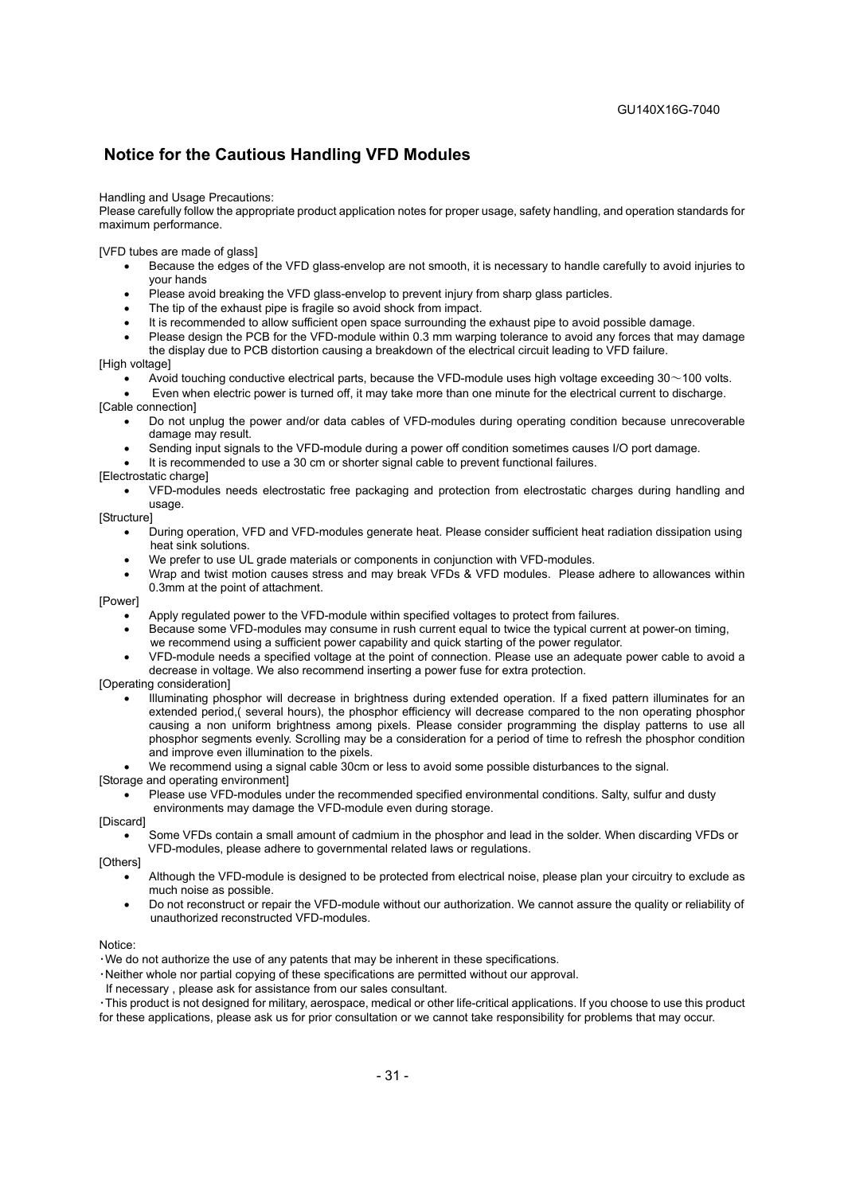# Notice for the Cautious Handling VFD Modules

Handling and Usage Precautions:
Please carefully follow the appropriate product application notes for proper usage, safety handling, and operation standards for maximum performance.

[VFD tubes are made of glass]

- Because the edges of the VFD glass-envelop are not smooth, it is necessary to handle carefully to avoid injuries to your hands
- Please avoid breaking the VFD glass-envelop to prevent injury from sharp glass particles.
- The tip of the exhaust pipe is fragile so avoid shock from impact.
- It is recommended to allow sufficient open space surrounding the exhaust pipe to avoid possible damage.
- Please design the PCB for the VFD-module within 0.3 mm warping tolerance to avoid any forces that may damage the display due to PCB distortion causing a breakdown of the electrical circuit leading to VFD failure.

[High voltage]

- Avoid touching conductive electrical parts, because the VFD-module uses high voltage exceeding 30～100 volts.
- Even when electric power is turned off, it may take more than one minute for the electrical current to discharge.

[Cable connection]

- Do not unplug the power and/or data cables of VFD-modules during operating condition because unrecoverable damage may result.
- Sending input signals to the VFD-module during a power off condition sometimes causes I/O port damage.
- It is recommended to use a 30 cm or shorter signal cable to prevent functional failures.

[Electrostatic charge]

- VFD-modules needs electrostatic free packaging and protection from electrostatic charges during handling and usage.

[Structure]

- During operation, VFD and VFD-modules generate heat. Please consider sufficient heat radiation dissipation using heat sink solutions.
- We prefer to use UL grade materials or components in conjunction with VFD-modules.
- Wrap and twist motion causes stress and may break VFDs & VFD modules. Please adhere to allowances within 0.3mm at the point of attachment.

[Power]

- Apply regulated power to the VFD-module within specified voltages to protect from failures.
- Because some VFD-modules may consume in rush current equal to twice the typical current at power-on timing, we recommend using a sufficient power capability and quick starting of the power regulator.
- VFD-module needs a specified voltage at the point of connection. Please use an adequate power cable to avoid a decrease in voltage. We also recommend inserting a power fuse for extra protection.

[Operating consideration]

- Illuminating phosphor will decrease in brightness during extended operation. If a fixed pattern illuminates for an extended period,( several hours), the phosphor efficiency will decrease compared to the non operating phosphor causing a non uniform brightness among pixels. Please consider programming the display patterns to use all phosphor segments evenly. Scrolling may be a consideration for a period of time to refresh the phosphor condition and improve even illumination to the pixels.
- We recommend using a signal cable 30cm or less to avoid some possible disturbances to the signal.

[Storage and operating environment]

- Please use VFD-modules under the recommended specified environmental conditions. Salty, sulfur and dusty environments may damage the VFD-module even during storage.

[Discard]

- Some VFDs contain a small amount of cadmium in the phosphor and lead in the solder. When discarding VFDs or VFD-modules, please adhere to governmental related laws or regulations.

[Others]

- Although the VFD-module is designed to be protected from electrical noise, please plan your circuitry to exclude as much noise as possible.
- Do not reconstruct or repair the VFD-module without our authorization. We cannot assure the quality or reliability of unauthorized reconstructed VFD-modules.

Notice:

・We do not authorize the use of any patents that may be inherent in these specifications.

・Neither whole nor partial copying of these specifications are permitted without our approval.
 If necessary , please ask for assistance from our sales consultant.

・This product is not designed for military, aerospace, medical or other life-critical applications. If you choose to use this product for these applications, please ask us for prior consultation or we cannot take responsibility for problems that may occur.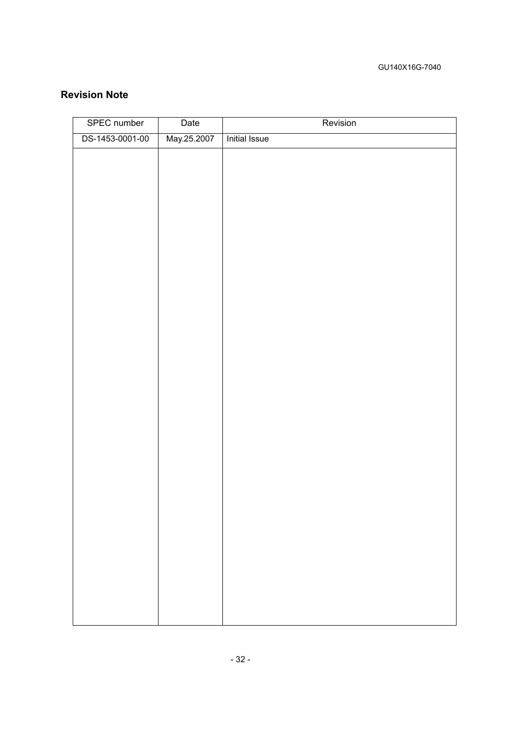## Revision Note

| SPEC number | Date | Revision |
|---|---|---|
| DS-1453-0001-00 | May.25.2007 | Initial Issue |